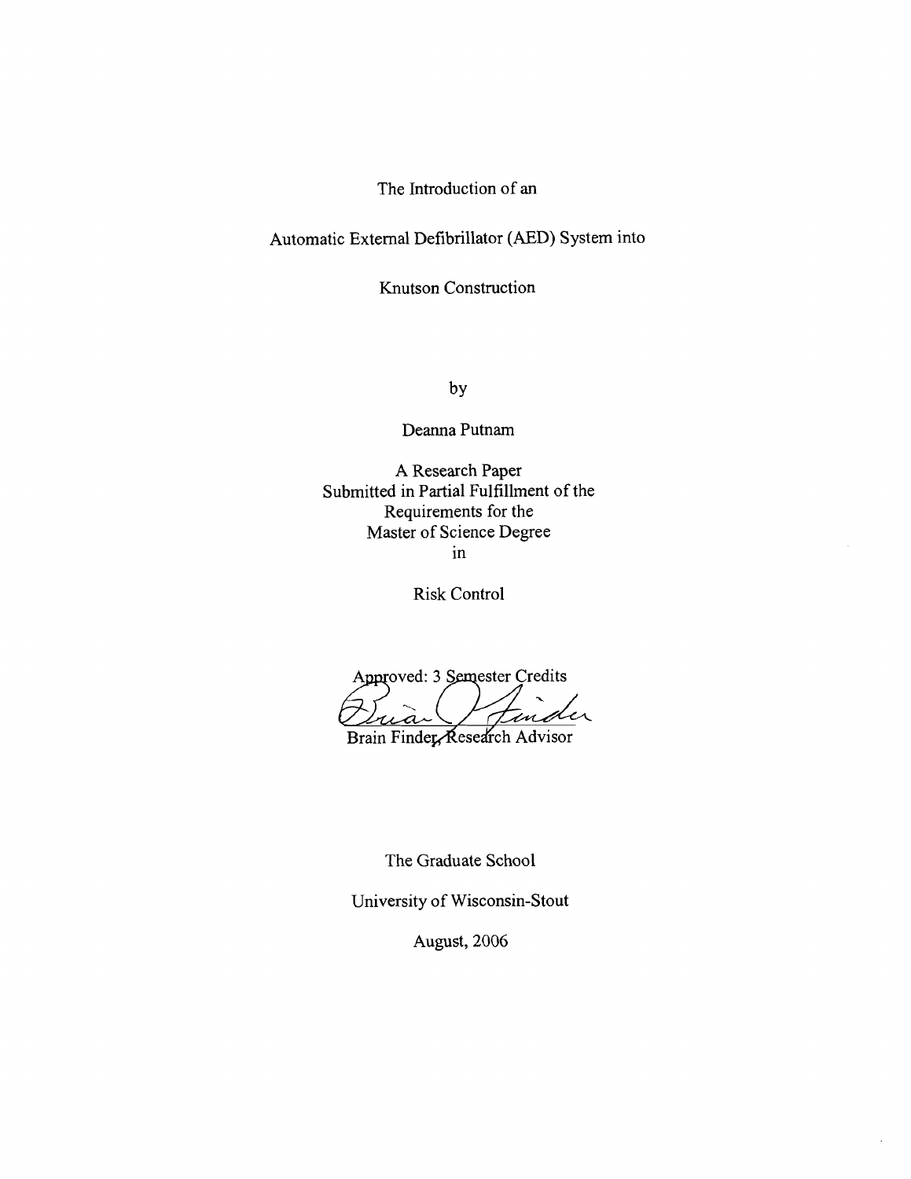The Introduction of an

Automatic External Defibrillator (AED) System into

Knutson Construction

by

Deanna Putnam

A Research Paper
Submitted in Partial Fulfillment of the
Requirements for the
Master of Science Degree
in

Risk Control

Approved: 3 Semester Credits

Brain Finder, Research Advisor

The Graduate School

University of Wisconsin-Stout

August, 2006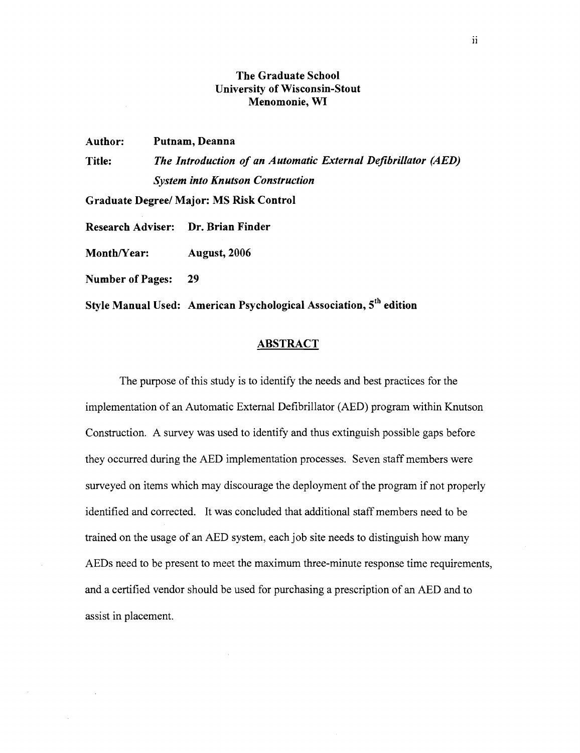**The Graduate School**
**University of Wisconsin-Stout**
**Menomonie, WI**

**Author:** **Putnam, Deanna**

**Title:** ***The Introduction of an Automatic External Defibrillator (AED) System into Knutson Construction***

**Graduate Degree/ Major: MS Risk Control**

**Research Adviser:** **Dr. Brian Finder**

**Month/Year:** **August, 2006**

**Number of Pages:** **29**

**Style Manual Used: American Psychological Association, 5th edition**

## ABSTRACT

The purpose of this study is to identify the needs and best practices for the implementation of an Automatic External Defibrillator (AED) program within Knutson Construction. A survey was used to identify and thus extinguish possible gaps before they occurred during the AED implementation processes. Seven staff members were surveyed on items which may discourage the deployment of the program if not properly identified and corrected. It was concluded that additional staff members need to be trained on the usage of an AED system, each job site needs to distinguish how many AEDs need to be present to meet the maximum three-minute response time requirements, and a certified vendor should be used for purchasing a prescription of an AED and to assist in placement.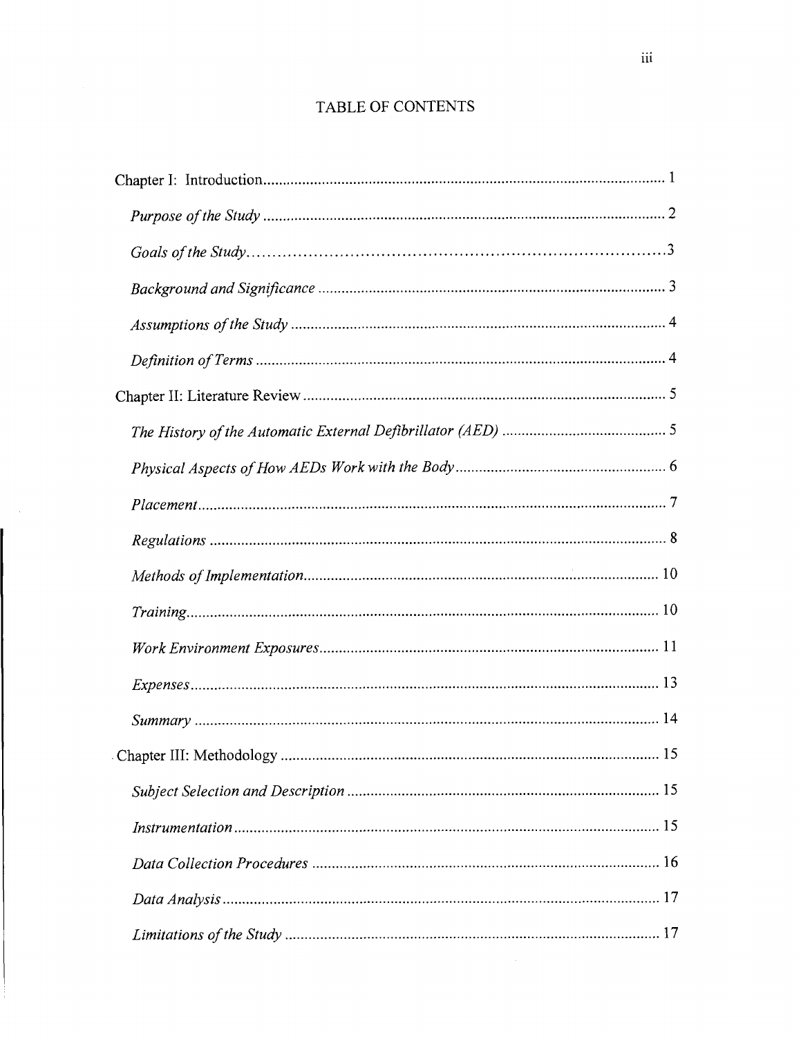# TABLE OF CONTENTS

Chapter I: Introduction .......... 1

*Purpose of the Study* .......... 2

*Goals of the Study* .......... 3

*Background and Significance* .......... 3

*Assumptions of the Study* .......... 4

*Definition of Terms* .......... 4

Chapter II: Literature Review .......... 5

*The History of the Automatic External Defibrillator (AED)* .......... 5

*Physical Aspects of How AEDs Work with the Body* .......... 6

*Placement* .......... 7

*Regulations* .......... 8

*Methods of Implementation* .......... 10

*Training* .......... 10

*Work Environment Exposures* .......... 11

*Expenses* .......... 13

*Summary* .......... 14

Chapter III: Methodology .......... 15

*Subject Selection and Description* .......... 15

*Instrumentation* .......... 15

*Data Collection Procedures* .......... 16

*Data Analysis* .......... 17

*Limitations of the Study* .......... 17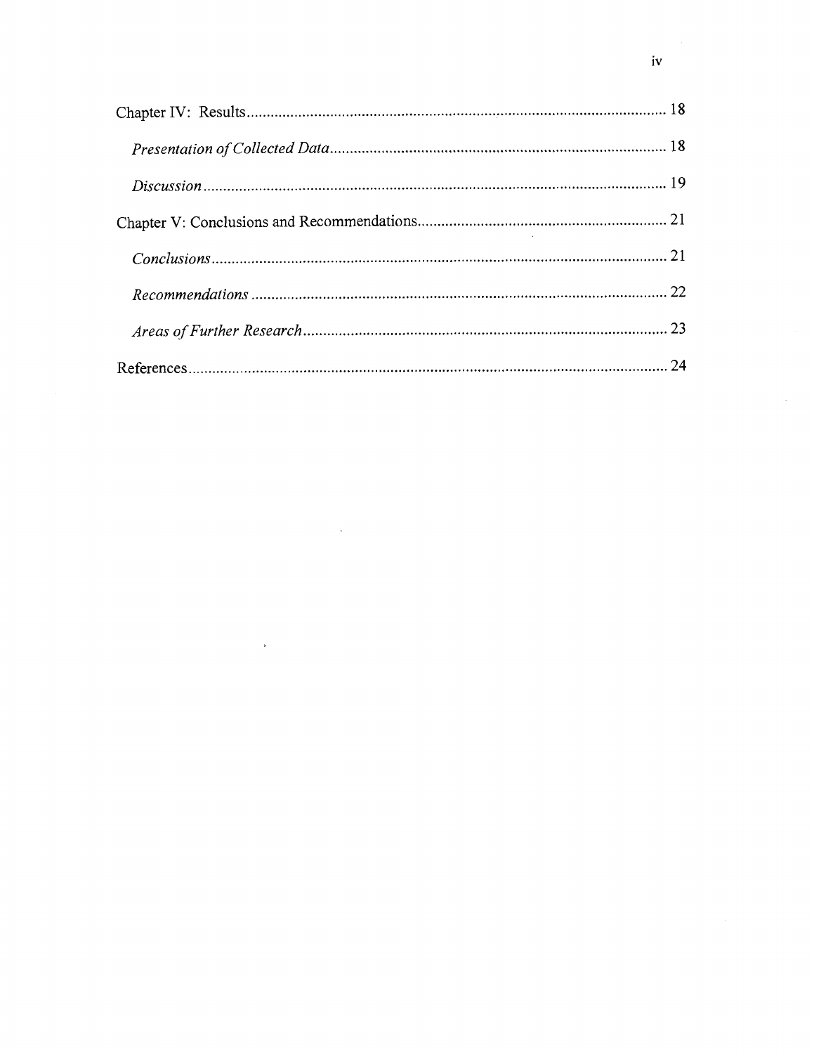Chapter IV: Results ........................................................................................................ 18

*Presentation of Collected Data* ..................................................................................... 18

*Discussion* ..................................................................................................................... 19

Chapter V: Conclusions and Recommendations .............................................................. 21

*Conclusions* ................................................................................................................... 21

*Recommendations* ......................................................................................................... 22

*Areas of Further Research* ............................................................................................ 23

References ......................................................................................................................... 24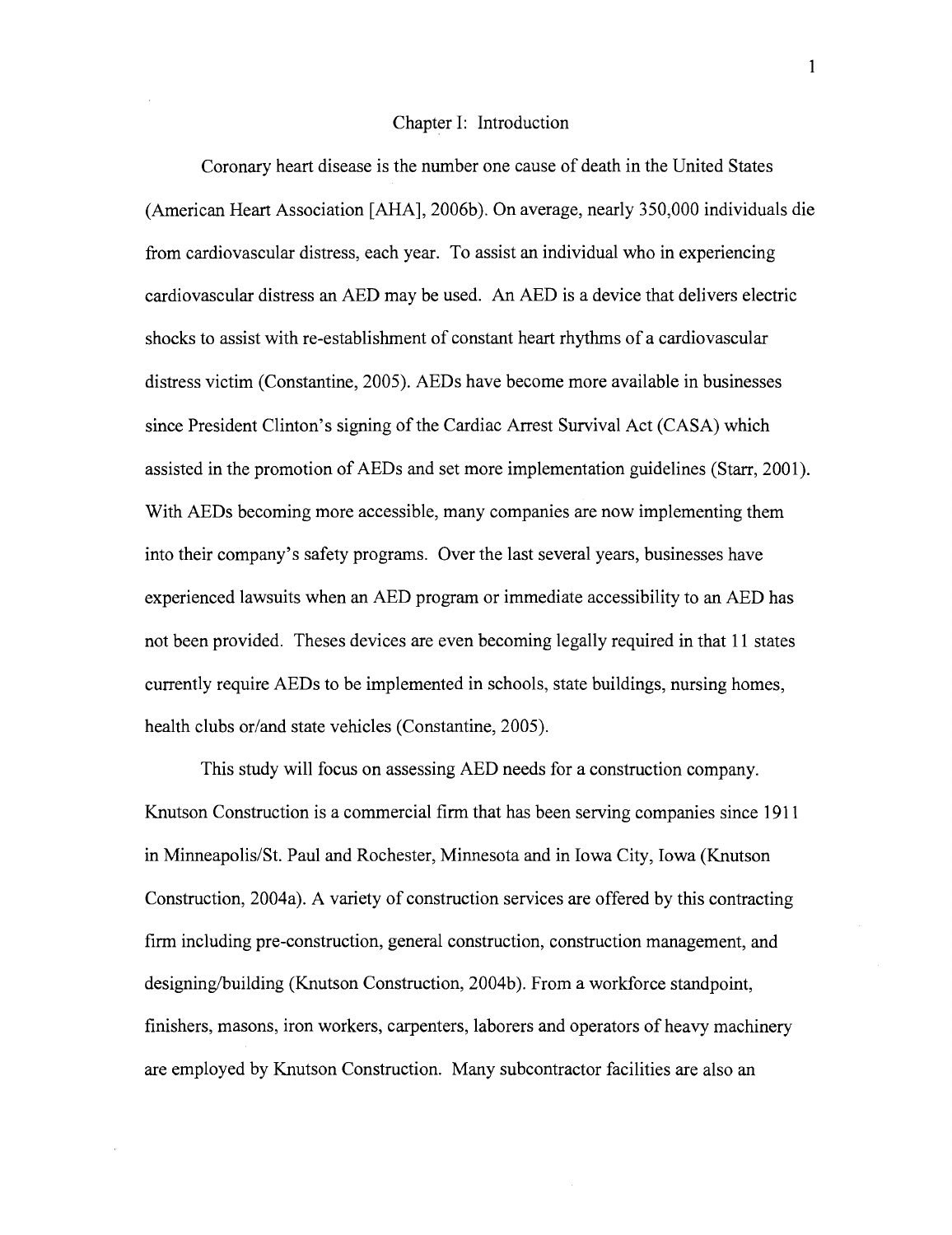# Chapter I: Introduction

Coronary heart disease is the number one cause of death in the United States (American Heart Association [AHA], 2006b). On average, nearly 350,000 individuals die from cardiovascular distress, each year. To assist an individual who in experiencing cardiovascular distress an AED may be used. An AED is a device that delivers electric shocks to assist with re-establishment of constant heart rhythms of a cardiovascular distress victim (Constantine, 2005). AEDs have become more available in businesses since President Clinton's signing of the Cardiac Arrest Survival Act (CASA) which assisted in the promotion of AEDs and set more implementation guidelines (Starr, 2001). With AEDs becoming more accessible, many companies are now implementing them into their company's safety programs. Over the last several years, businesses have experienced lawsuits when an AED program or immediate accessibility to an AED has not been provided. Theses devices are even becoming legally required in that 11 states currently require AEDs to be implemented in schools, state buildings, nursing homes, health clubs or/and state vehicles (Constantine, 2005).

This study will focus on assessing AED needs for a construction company. Knutson Construction is a commercial firm that has been serving companies since 1911 in Minneapolis/St. Paul and Rochester, Minnesota and in Iowa City, Iowa (Knutson Construction, 2004a). A variety of construction services are offered by this contracting firm including pre-construction, general construction, construction management, and designing/building (Knutson Construction, 2004b). From a workforce standpoint, finishers, masons, iron workers, carpenters, laborers and operators of heavy machinery are employed by Knutson Construction. Many subcontractor facilities are also an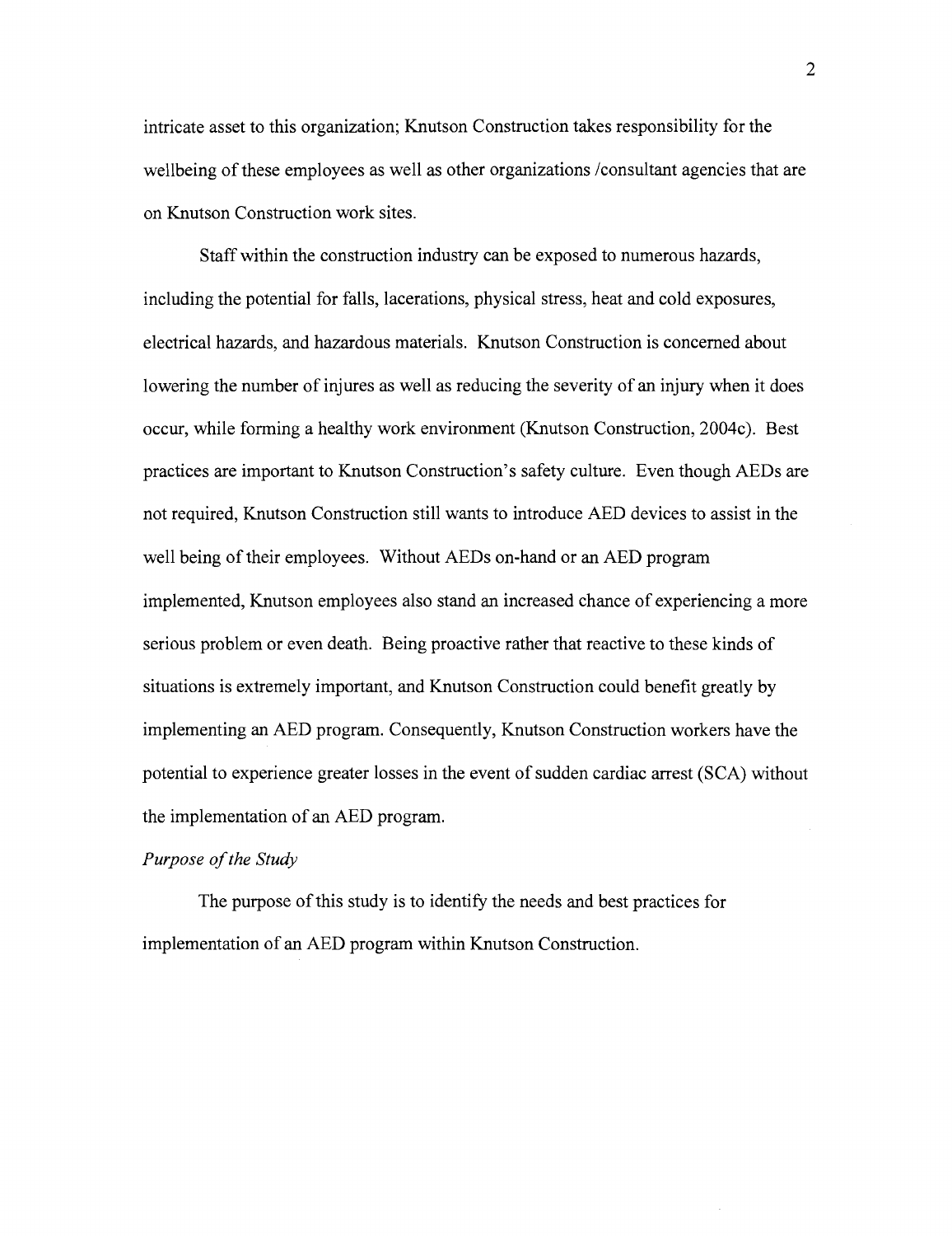intricate asset to this organization; Knutson Construction takes responsibility for the wellbeing of these employees as well as other organizations /consultant agencies that are on Knutson Construction work sites.

Staff within the construction industry can be exposed to numerous hazards, including the potential for falls, lacerations, physical stress, heat and cold exposures, electrical hazards, and hazardous materials. Knutson Construction is concerned about lowering the number of injures as well as reducing the severity of an injury when it does occur, while forming a healthy work environment (Knutson Construction, 2004c). Best practices are important to Knutson Construction's safety culture. Even though AEDs are not required, Knutson Construction still wants to introduce AED devices to assist in the well being of their employees. Without AEDs on-hand or an AED program implemented, Knutson employees also stand an increased chance of experiencing a more serious problem or even death. Being proactive rather that reactive to these kinds of situations is extremely important, and Knutson Construction could benefit greatly by implementing an AED program. Consequently, Knutson Construction workers have the potential to experience greater losses in the event of sudden cardiac arrest (SCA) without the implementation of an AED program.

*Purpose of the Study*

The purpose of this study is to identify the needs and best practices for implementation of an AED program within Knutson Construction.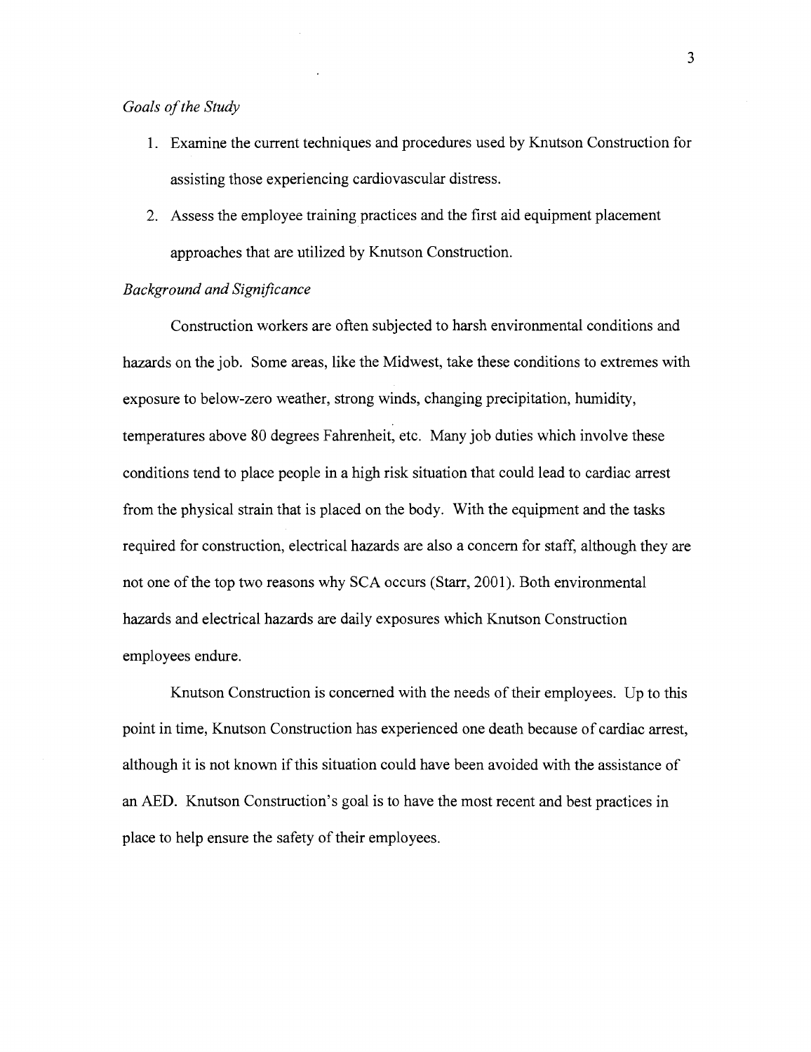*Goals of the Study*

1. Examine the current techniques and procedures used by Knutson Construction for assisting those experiencing cardiovascular distress.
2. Assess the employee training practices and the first aid equipment placement approaches that are utilized by Knutson Construction.

*Background and Significance*

Construction workers are often subjected to harsh environmental conditions and hazards on the job. Some areas, like the Midwest, take these conditions to extremes with exposure to below-zero weather, strong winds, changing precipitation, humidity, temperatures above 80 degrees Fahrenheit, etc. Many job duties which involve these conditions tend to place people in a high risk situation that could lead to cardiac arrest from the physical strain that is placed on the body. With the equipment and the tasks required for construction, electrical hazards are also a concern for staff, although they are not one of the top two reasons why SCA occurs (Starr, 2001). Both environmental hazards and electrical hazards are daily exposures which Knutson Construction employees endure.

Knutson Construction is concerned with the needs of their employees. Up to this point in time, Knutson Construction has experienced one death because of cardiac arrest, although it is not known if this situation could have been avoided with the assistance of an AED. Knutson Construction's goal is to have the most recent and best practices in place to help ensure the safety of their employees.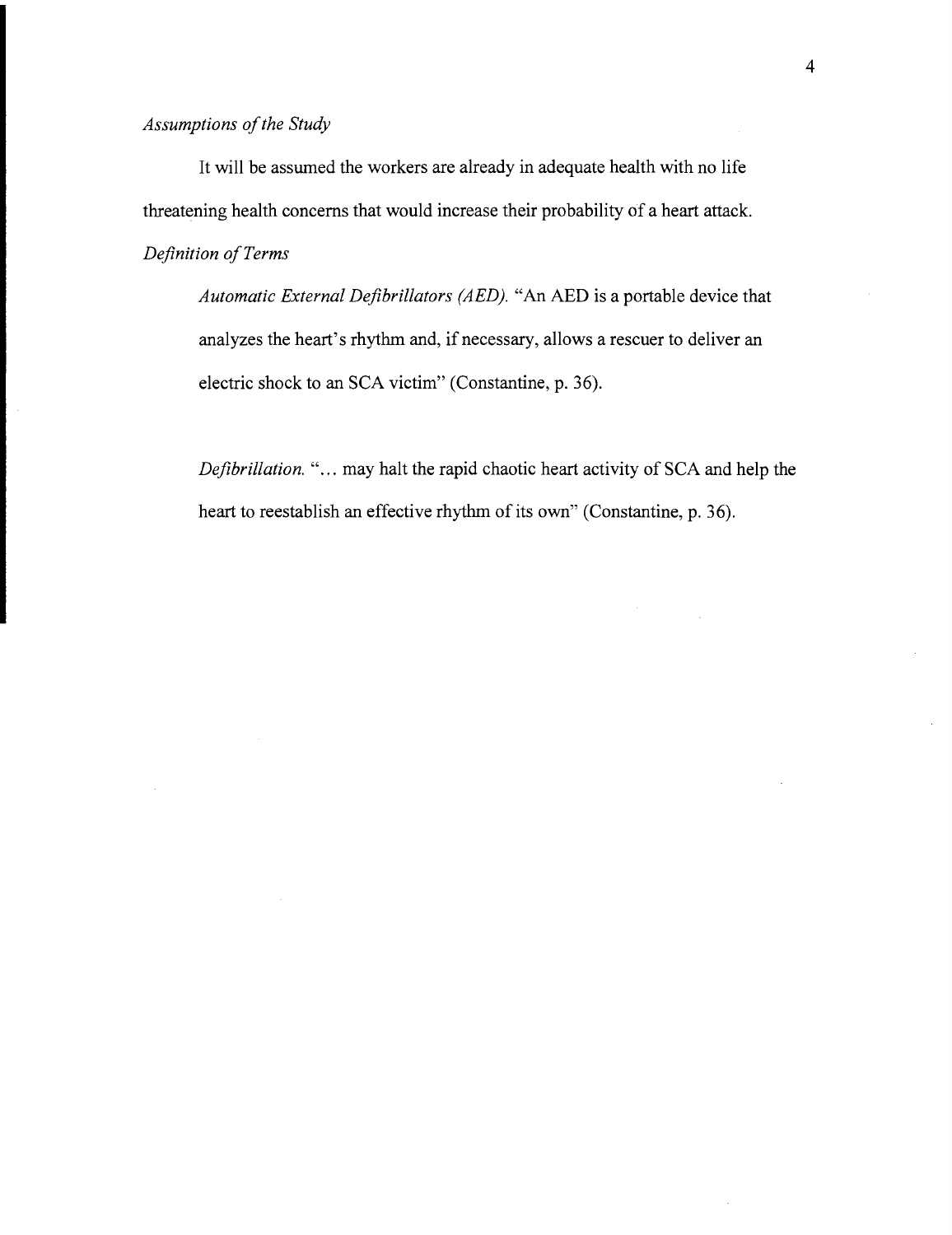### *Assumptions of the Study*

It will be assumed the workers are already in adequate health with no life threatening health concerns that would increase their probability of a heart attack.

### *Definition of Terms*

*Automatic External Defibrillators (AED).* "An AED is a portable device that analyzes the heart's rhythm and, if necessary, allows a rescuer to deliver an electric shock to an SCA victim" (Constantine, p. 36).

*Defibrillation.* "… may halt the rapid chaotic heart activity of SCA and help the heart to reestablish an effective rhythm of its own" (Constantine, p. 36).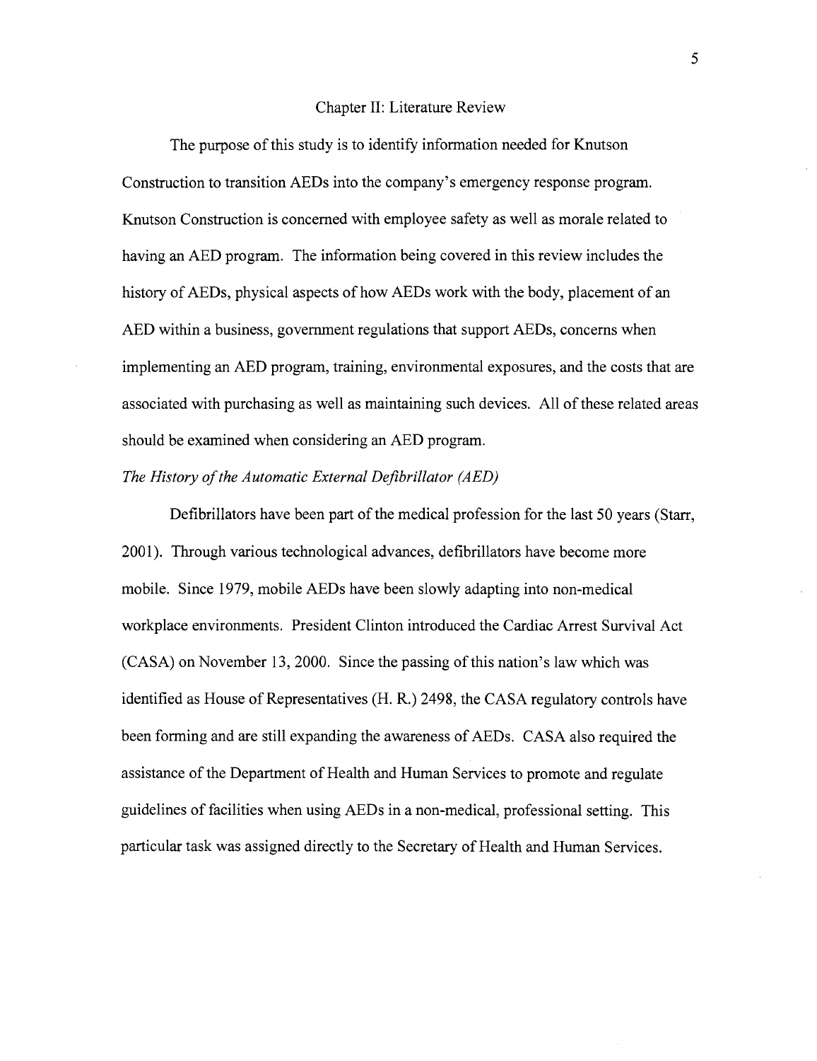# Chapter II: Literature Review

The purpose of this study is to identify information needed for Knutson Construction to transition AEDs into the company's emergency response program. Knutson Construction is concerned with employee safety as well as morale related to having an AED program. The information being covered in this review includes the history of AEDs, physical aspects of how AEDs work with the body, placement of an AED within a business, government regulations that support AEDs, concerns when implementing an AED program, training, environmental exposures, and the costs that are associated with purchasing as well as maintaining such devices. All of these related areas should be examined when considering an AED program.

*The History of the Automatic External Defibrillator (AED)*

Defibrillators have been part of the medical profession for the last 50 years (Starr, 2001). Through various technological advances, defibrillators have become more mobile. Since 1979, mobile AEDs have been slowly adapting into non-medical workplace environments. President Clinton introduced the Cardiac Arrest Survival Act (CASA) on November 13, 2000. Since the passing of this nation's law which was identified as House of Representatives (H. R.) 2498, the CASA regulatory controls have been forming and are still expanding the awareness of AEDs. CASA also required the assistance of the Department of Health and Human Services to promote and regulate guidelines of facilities when using AEDs in a non-medical, professional setting. This particular task was assigned directly to the Secretary of Health and Human Services.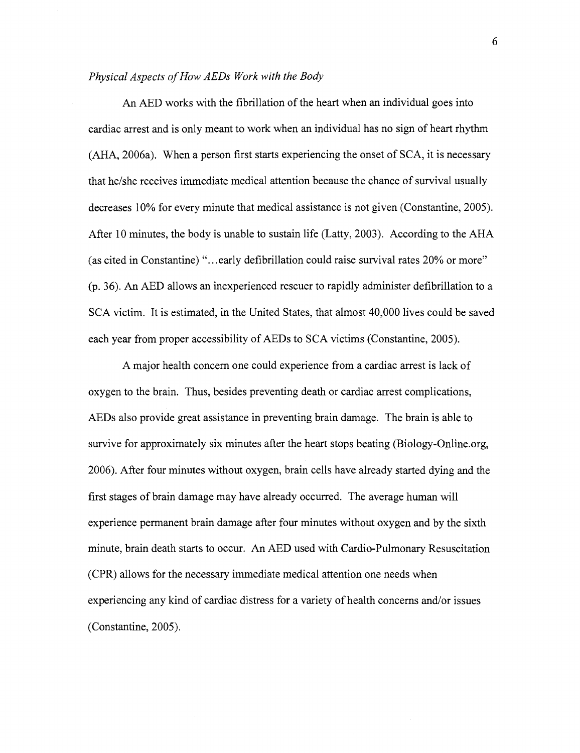### *Physical Aspects of How AEDs Work with the Body*

An AED works with the fibrillation of the heart when an individual goes into cardiac arrest and is only meant to work when an individual has no sign of heart rhythm (AHA, 2006a). When a person first starts experiencing the onset of SCA, it is necessary that he/she receives immediate medical attention because the chance of survival usually decreases 10% for every minute that medical assistance is not given (Constantine, 2005). After 10 minutes, the body is unable to sustain life (Latty, 2003). According to the AHA (as cited in Constantine) "…early defibrillation could raise survival rates 20% or more" (p. 36). An AED allows an inexperienced rescuer to rapidly administer defibrillation to a SCA victim. It is estimated, in the United States, that almost 40,000 lives could be saved each year from proper accessibility of AEDs to SCA victims (Constantine, 2005).

A major health concern one could experience from a cardiac arrest is lack of oxygen to the brain. Thus, besides preventing death or cardiac arrest complications, AEDs also provide great assistance in preventing brain damage. The brain is able to survive for approximately six minutes after the heart stops beating (Biology-Online.org, 2006). After four minutes without oxygen, brain cells have already started dying and the first stages of brain damage may have already occurred. The average human will experience permanent brain damage after four minutes without oxygen and by the sixth minute, brain death starts to occur. An AED used with Cardio-Pulmonary Resuscitation (CPR) allows for the necessary immediate medical attention one needs when experiencing any kind of cardiac distress for a variety of health concerns and/or issues (Constantine, 2005).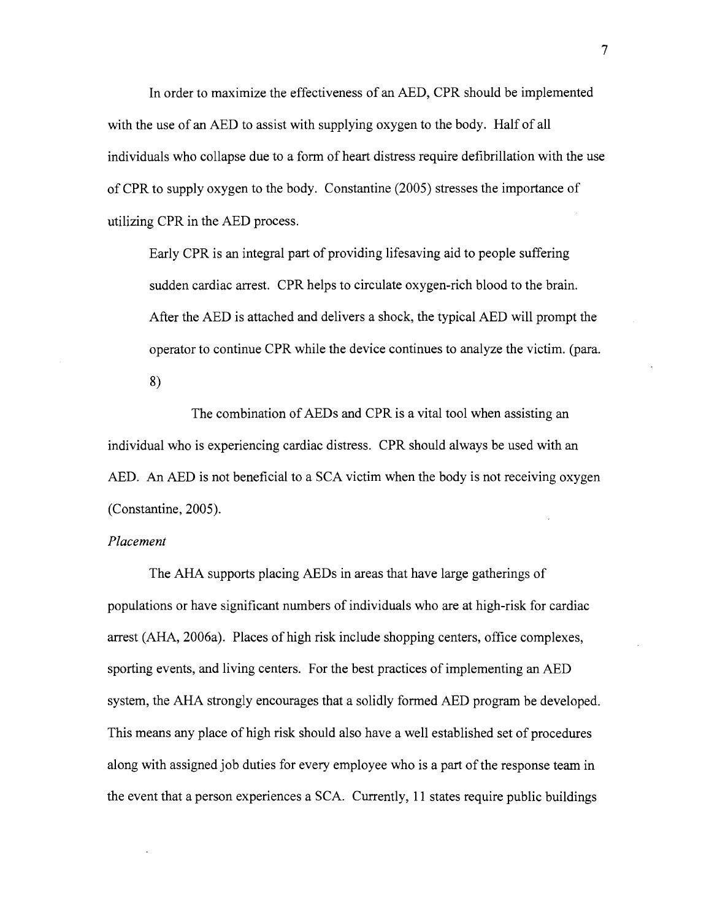In order to maximize the effectiveness of an AED, CPR should be implemented with the use of an AED to assist with supplying oxygen to the body. Half of all individuals who collapse due to a form of heart distress require defibrillation with the use of CPR to supply oxygen to the body. Constantine (2005) stresses the importance of utilizing CPR in the AED process.

> Early CPR is an integral part of providing lifesaving aid to people suffering sudden cardiac arrest. CPR helps to circulate oxygen-rich blood to the brain. After the AED is attached and delivers a shock, the typical AED will prompt the operator to continue CPR while the device continues to analyze the victim. (para. 8)

The combination of AEDs and CPR is a vital tool when assisting an individual who is experiencing cardiac distress. CPR should always be used with an AED. An AED is not beneficial to a SCA victim when the body is not receiving oxygen (Constantine, 2005).

*Placement*

The AHA supports placing AEDs in areas that have large gatherings of populations or have significant numbers of individuals who are at high-risk for cardiac arrest (AHA, 2006a). Places of high risk include shopping centers, office complexes, sporting events, and living centers. For the best practices of implementing an AED system, the AHA strongly encourages that a solidly formed AED program be developed. This means any place of high risk should also have a well established set of procedures along with assigned job duties for every employee who is a part of the response team in the event that a person experiences a SCA. Currently, 11 states require public buildings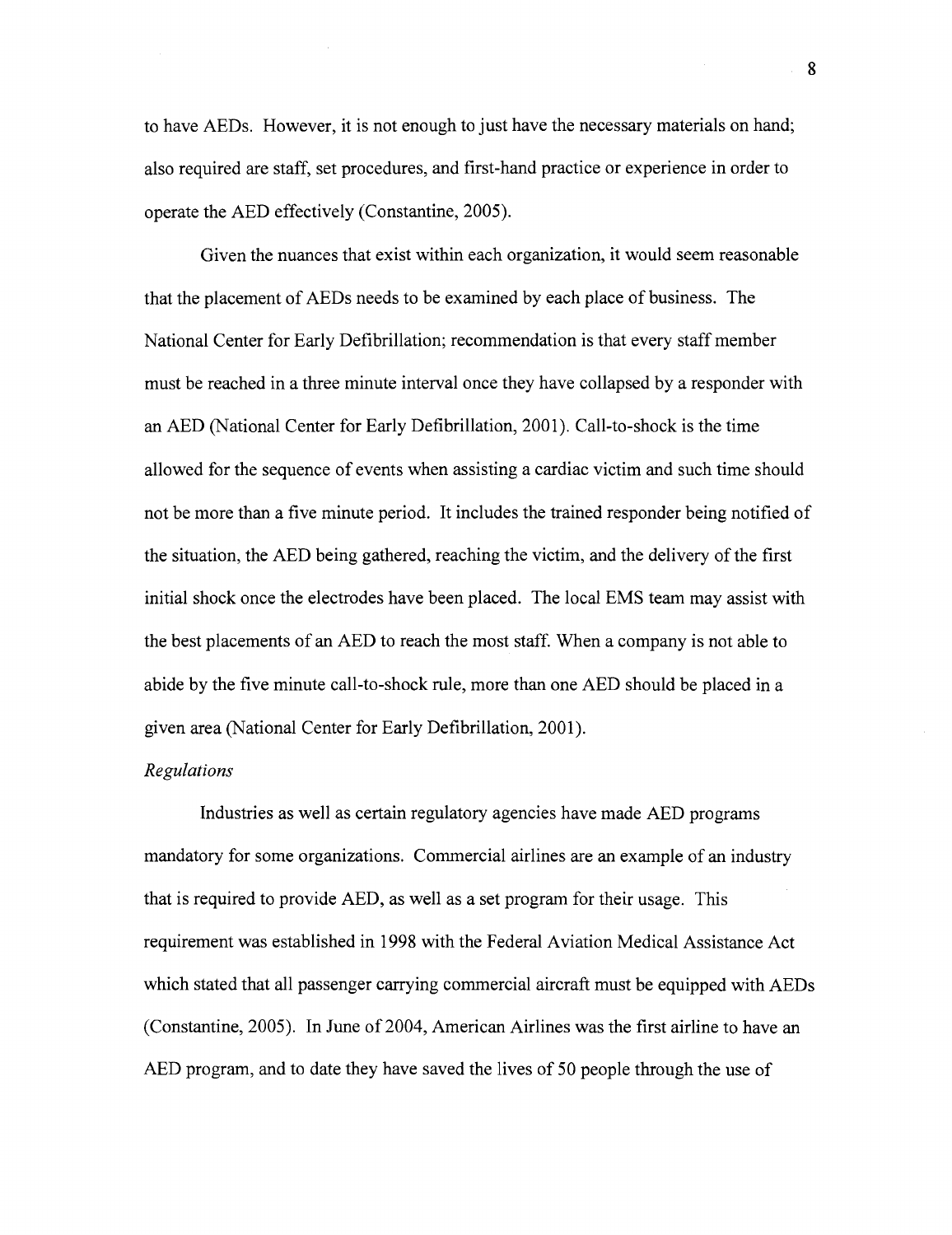to have AEDs. However, it is not enough to just have the necessary materials on hand; also required are staff, set procedures, and first-hand practice or experience in order to operate the AED effectively (Constantine, 2005).

Given the nuances that exist within each organization, it would seem reasonable that the placement of AEDs needs to be examined by each place of business. The National Center for Early Defibrillation; recommendation is that every staff member must be reached in a three minute interval once they have collapsed by a responder with an AED (National Center for Early Defibrillation, 2001). Call-to-shock is the time allowed for the sequence of events when assisting a cardiac victim and such time should not be more than a five minute period. It includes the trained responder being notified of the situation, the AED being gathered, reaching the victim, and the delivery of the first initial shock once the electrodes have been placed. The local EMS team may assist with the best placements of an AED to reach the most staff. When a company is not able to abide by the five minute call-to-shock rule, more than one AED should be placed in a given area (National Center for Early Defibrillation, 2001).

*Regulations*

Industries as well as certain regulatory agencies have made AED programs mandatory for some organizations. Commercial airlines are an example of an industry that is required to provide AED, as well as a set program for their usage. This requirement was established in 1998 with the Federal Aviation Medical Assistance Act which stated that all passenger carrying commercial aircraft must be equipped with AEDs (Constantine, 2005). In June of 2004, American Airlines was the first airline to have an AED program, and to date they have saved the lives of 50 people through the use of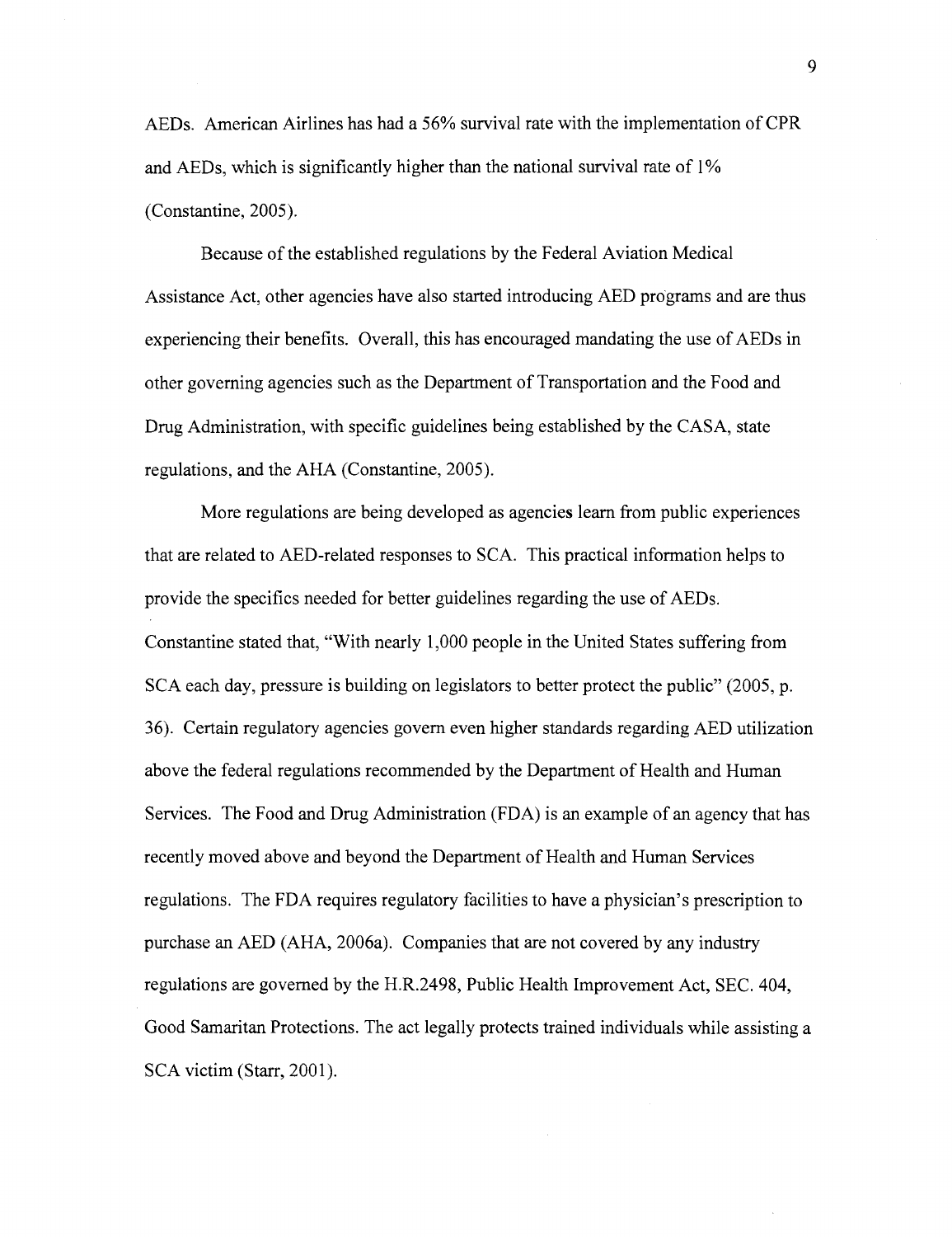AEDs. American Airlines has had a 56% survival rate with the implementation of CPR and AEDs, which is significantly higher than the national survival rate of 1% (Constantine, 2005).

Because of the established regulations by the Federal Aviation Medical Assistance Act, other agencies have also started introducing AED programs and are thus experiencing their benefits. Overall, this has encouraged mandating the use of AEDs in other governing agencies such as the Department of Transportation and the Food and Drug Administration, with specific guidelines being established by the CASA, state regulations, and the AHA (Constantine, 2005).

More regulations are being developed as agencies learn from public experiences that are related to AED-related responses to SCA. This practical information helps to provide the specifics needed for better guidelines regarding the use of AEDs. Constantine stated that, "With nearly 1,000 people in the United States suffering from SCA each day, pressure is building on legislators to better protect the public" (2005, p. 36). Certain regulatory agencies govern even higher standards regarding AED utilization above the federal regulations recommended by the Department of Health and Human Services. The Food and Drug Administration (FDA) is an example of an agency that has recently moved above and beyond the Department of Health and Human Services regulations. The FDA requires regulatory facilities to have a physician's prescription to purchase an AED (AHA, 2006a). Companies that are not covered by any industry regulations are governed by the H.R.2498, Public Health Improvement Act, SEC. 404, Good Samaritan Protections. The act legally protects trained individuals while assisting a SCA victim (Starr, 2001).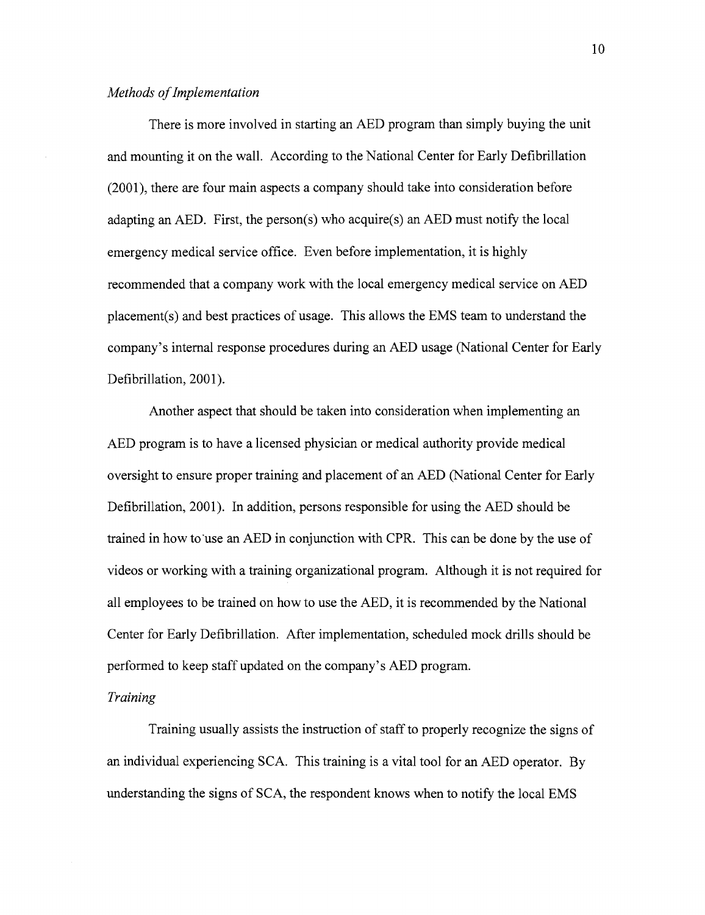*Methods of Implementation*

There is more involved in starting an AED program than simply buying the unit and mounting it on the wall. According to the National Center for Early Defibrillation (2001), there are four main aspects a company should take into consideration before adapting an AED. First, the person(s) who acquire(s) an AED must notify the local emergency medical service office. Even before implementation, it is highly recommended that a company work with the local emergency medical service on AED placement(s) and best practices of usage. This allows the EMS team to understand the company's internal response procedures during an AED usage (National Center for Early Defibrillation, 2001).

Another aspect that should be taken into consideration when implementing an AED program is to have a licensed physician or medical authority provide medical oversight to ensure proper training and placement of an AED (National Center for Early Defibrillation, 2001). In addition, persons responsible for using the AED should be trained in how to use an AED in conjunction with CPR. This can be done by the use of videos or working with a training organizational program. Although it is not required for all employees to be trained on how to use the AED, it is recommended by the National Center for Early Defibrillation. After implementation, scheduled mock drills should be performed to keep staff updated on the company's AED program.

*Training*

Training usually assists the instruction of staff to properly recognize the signs of an individual experiencing SCA. This training is a vital tool for an AED operator. By understanding the signs of SCA, the respondent knows when to notify the local EMS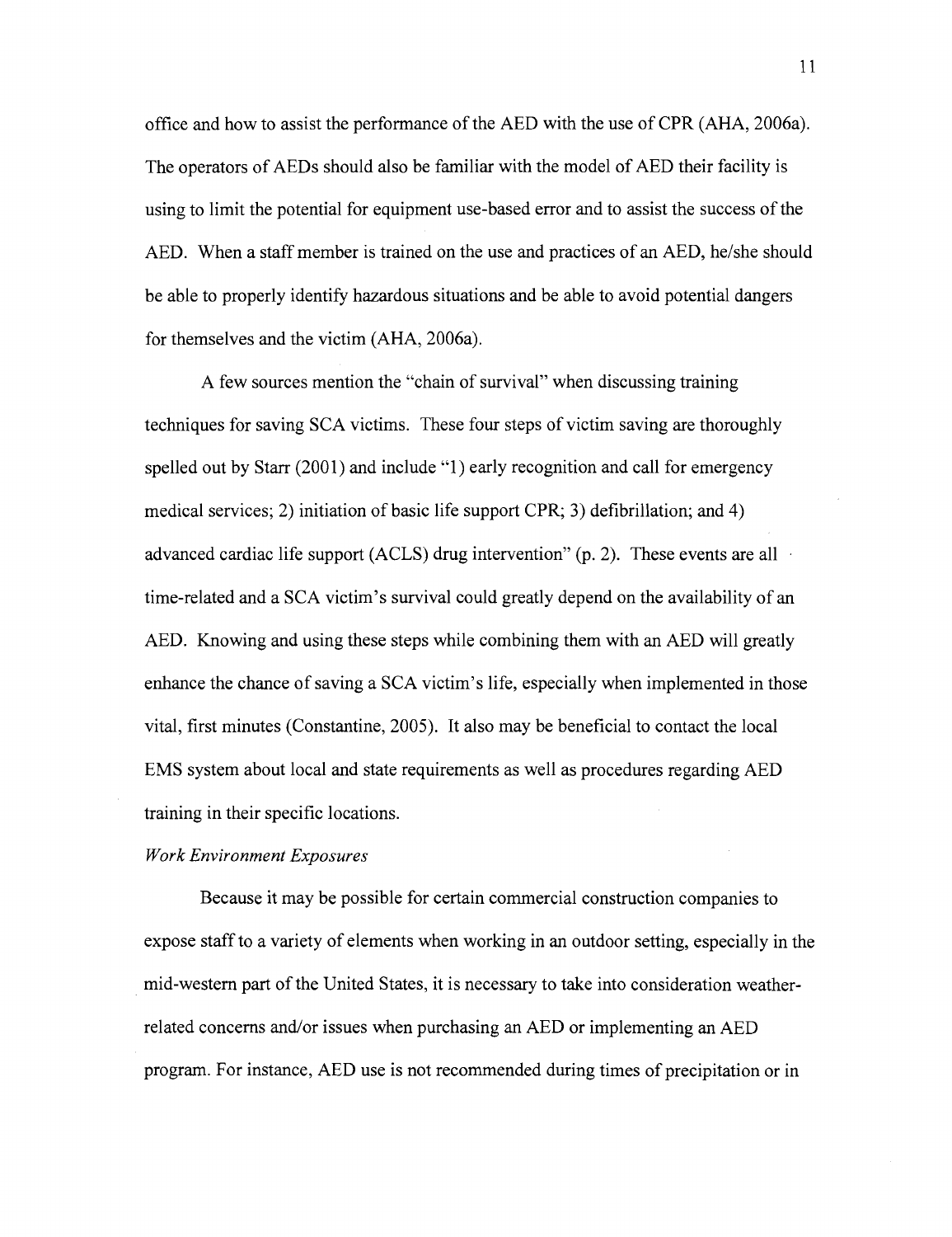office and how to assist the performance of the AED with the use of CPR (AHA, 2006a). The operators of AEDs should also be familiar with the model of AED their facility is using to limit the potential for equipment use-based error and to assist the success of the AED. When a staff member is trained on the use and practices of an AED, he/she should be able to properly identify hazardous situations and be able to avoid potential dangers for themselves and the victim (AHA, 2006a).

A few sources mention the "chain of survival" when discussing training techniques for saving SCA victims. These four steps of victim saving are thoroughly spelled out by Starr (2001) and include "1) early recognition and call for emergency medical services; 2) initiation of basic life support CPR; 3) defibrillation; and 4) advanced cardiac life support (ACLS) drug intervention" (p. 2). These events are all time-related and a SCA victim's survival could greatly depend on the availability of an AED. Knowing and using these steps while combining them with an AED will greatly enhance the chance of saving a SCA victim's life, especially when implemented in those vital, first minutes (Constantine, 2005). It also may be beneficial to contact the local EMS system about local and state requirements as well as procedures regarding AED training in their specific locations.

*Work Environment Exposures*

Because it may be possible for certain commercial construction companies to expose staff to a variety of elements when working in an outdoor setting, especially in the mid-western part of the United States, it is necessary to take into consideration weather-related concerns and/or issues when purchasing an AED or implementing an AED program. For instance, AED use is not recommended during times of precipitation or in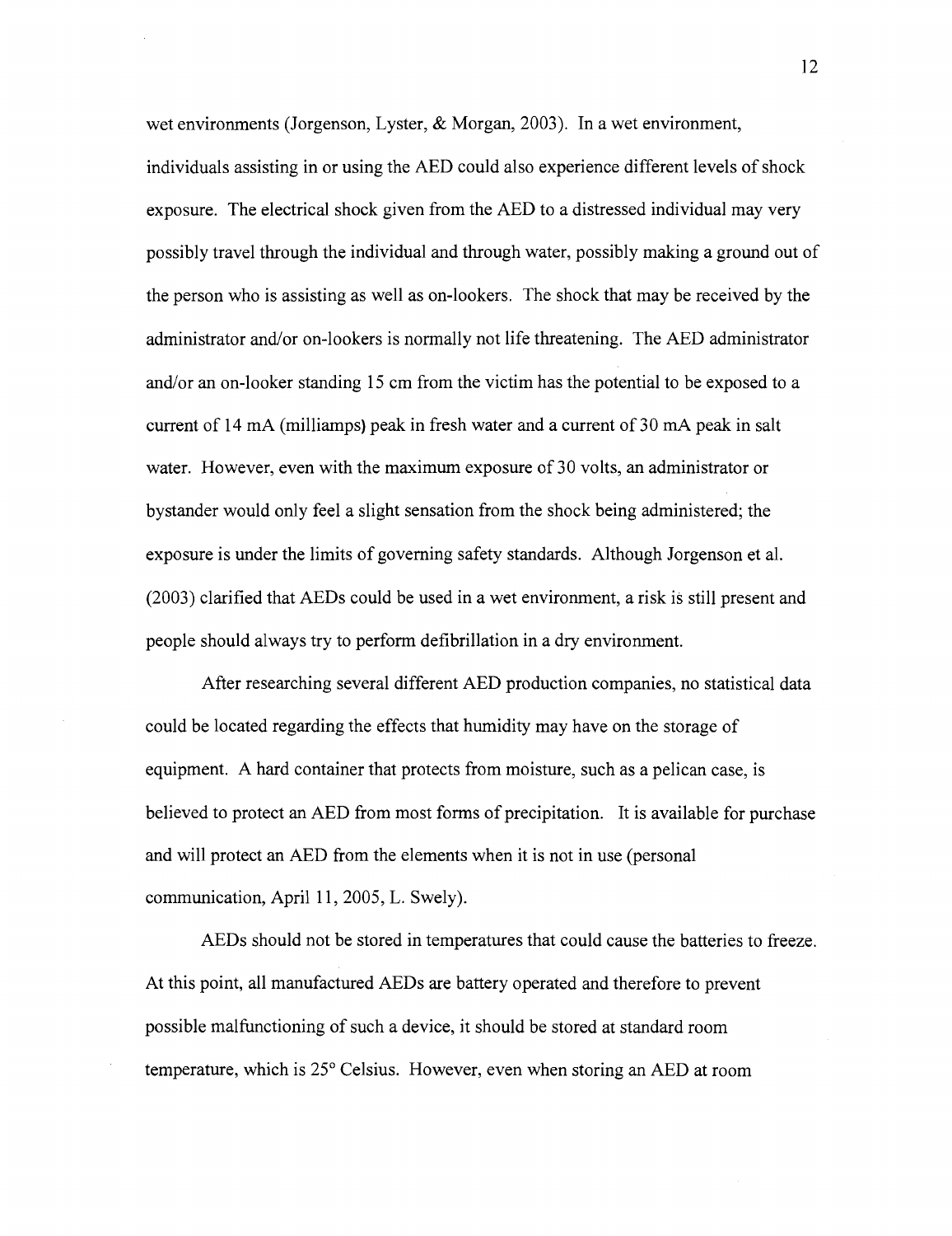wet environments (Jorgenson, Lyster, & Morgan, 2003). In a wet environment, individuals assisting in or using the AED could also experience different levels of shock exposure. The electrical shock given from the AED to a distressed individual may very possibly travel through the individual and through water, possibly making a ground out of the person who is assisting as well as on-lookers. The shock that may be received by the administrator and/or on-lookers is normally not life threatening. The AED administrator and/or an on-looker standing 15 cm from the victim has the potential to be exposed to a current of 14 mA (milliamps) peak in fresh water and a current of 30 mA peak in salt water. However, even with the maximum exposure of 30 volts, an administrator or bystander would only feel a slight sensation from the shock being administered; the exposure is under the limits of governing safety standards. Although Jorgenson et al. (2003) clarified that AEDs could be used in a wet environment, a risk is still present and people should always try to perform defibrillation in a dry environment.

After researching several different AED production companies, no statistical data could be located regarding the effects that humidity may have on the storage of equipment. A hard container that protects from moisture, such as a pelican case, is believed to protect an AED from most forms of precipitation. It is available for purchase and will protect an AED from the elements when it is not in use (personal communication, April 11, 2005, L. Swely).

AEDs should not be stored in temperatures that could cause the batteries to freeze. At this point, all manufactured AEDs are battery operated and therefore to prevent possible malfunctioning of such a device, it should be stored at standard room temperature, which is 25° Celsius. However, even when storing an AED at room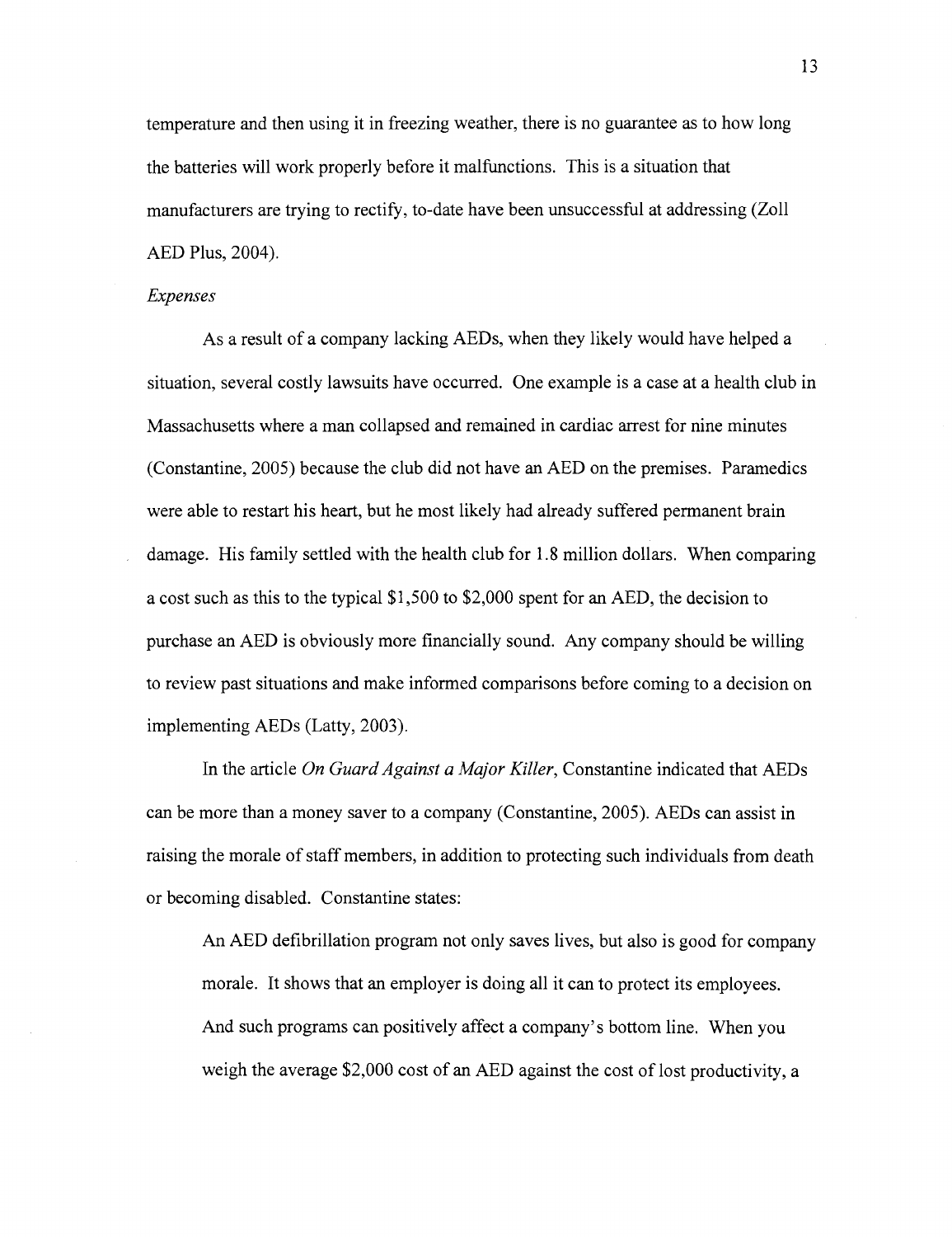temperature and then using it in freezing weather, there is no guarantee as to how long the batteries will work properly before it malfunctions. This is a situation that manufacturers are trying to rectify, to-date have been unsuccessful at addressing (Zoll AED Plus, 2004).

*Expenses*

As a result of a company lacking AEDs, when they likely would have helped a situation, several costly lawsuits have occurred. One example is a case at a health club in Massachusetts where a man collapsed and remained in cardiac arrest for nine minutes (Constantine, 2005) because the club did not have an AED on the premises. Paramedics were able to restart his heart, but he most likely had already suffered permanent brain damage. His family settled with the health club for 1.8 million dollars. When comparing a cost such as this to the typical $1,500 to $2,000 spent for an AED, the decision to purchase an AED is obviously more financially sound. Any company should be willing to review past situations and make informed comparisons before coming to a decision on implementing AEDs (Latty, 2003).

In the article *On Guard Against a Major Killer*, Constantine indicated that AEDs can be more than a money saver to a company (Constantine, 2005). AEDs can assist in raising the morale of staff members, in addition to protecting such individuals from death or becoming disabled. Constantine states:

> An AED defibrillation program not only saves lives, but also is good for company morale. It shows that an employer is doing all it can to protect its employees. And such programs can positively affect a company's bottom line. When you weigh the average $2,000 cost of an AED against the cost of lost productivity, a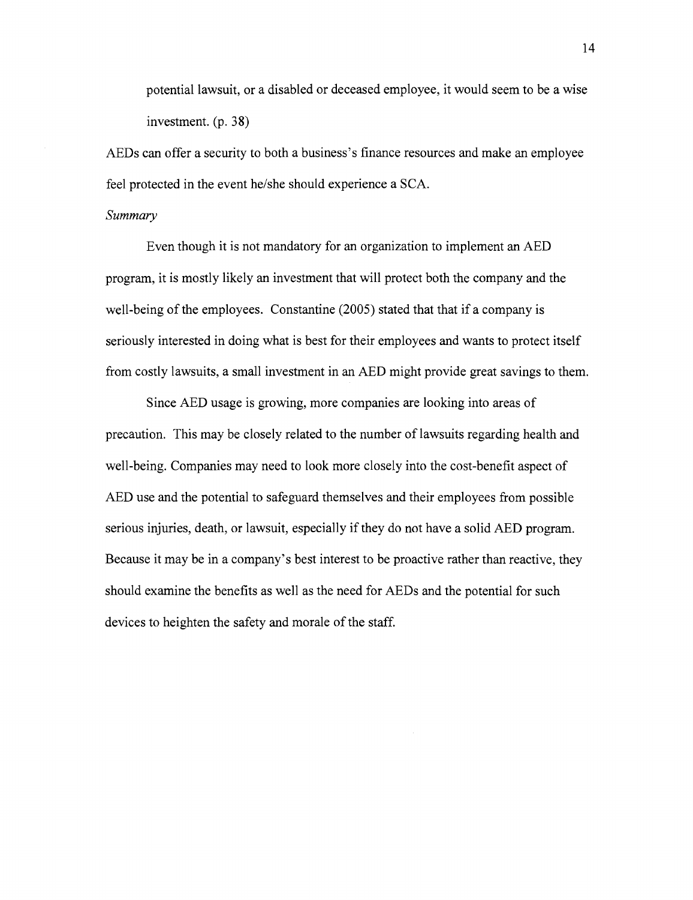> potential lawsuit, or a disabled or deceased employee, it would seem to be a wise investment. (p. 38)

AEDs can offer a security to both a business's finance resources and make an employee feel protected in the event he/she should experience a SCA.

*Summary*

Even though it is not mandatory for an organization to implement an AED program, it is mostly likely an investment that will protect both the company and the well-being of the employees. Constantine (2005) stated that that if a company is seriously interested in doing what is best for their employees and wants to protect itself from costly lawsuits, a small investment in an AED might provide great savings to them.

Since AED usage is growing, more companies are looking into areas of precaution. This may be closely related to the number of lawsuits regarding health and well-being. Companies may need to look more closely into the cost-benefit aspect of AED use and the potential to safeguard themselves and their employees from possible serious injuries, death, or lawsuit, especially if they do not have a solid AED program. Because it may be in a company's best interest to be proactive rather than reactive, they should examine the benefits as well as the need for AEDs and the potential for such devices to heighten the safety and morale of the staff.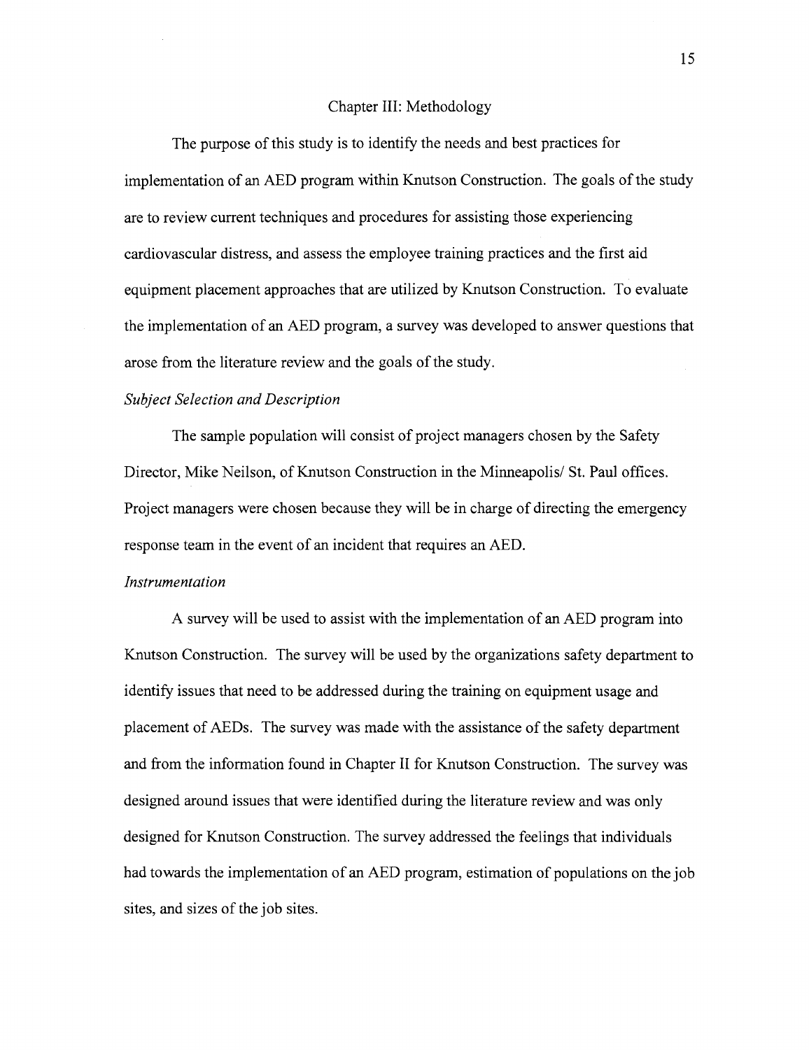# Chapter III: Methodology

The purpose of this study is to identify the needs and best practices for implementation of an AED program within Knutson Construction. The goals of the study are to review current techniques and procedures for assisting those experiencing cardiovascular distress, and assess the employee training practices and the first aid equipment placement approaches that are utilized by Knutson Construction. To evaluate the implementation of an AED program, a survey was developed to answer questions that arose from the literature review and the goals of the study.

### *Subject Selection and Description*

The sample population will consist of project managers chosen by the Safety Director, Mike Neilson, of Knutson Construction in the Minneapolis/ St. Paul offices. Project managers were chosen because they will be in charge of directing the emergency response team in the event of an incident that requires an AED.

### *Instrumentation*

A survey will be used to assist with the implementation of an AED program into Knutson Construction. The survey will be used by the organizations safety department to identify issues that need to be addressed during the training on equipment usage and placement of AEDs. The survey was made with the assistance of the safety department and from the information found in Chapter II for Knutson Construction. The survey was designed around issues that were identified during the literature review and was only designed for Knutson Construction. The survey addressed the feelings that individuals had towards the implementation of an AED program, estimation of populations on the job sites, and sizes of the job sites.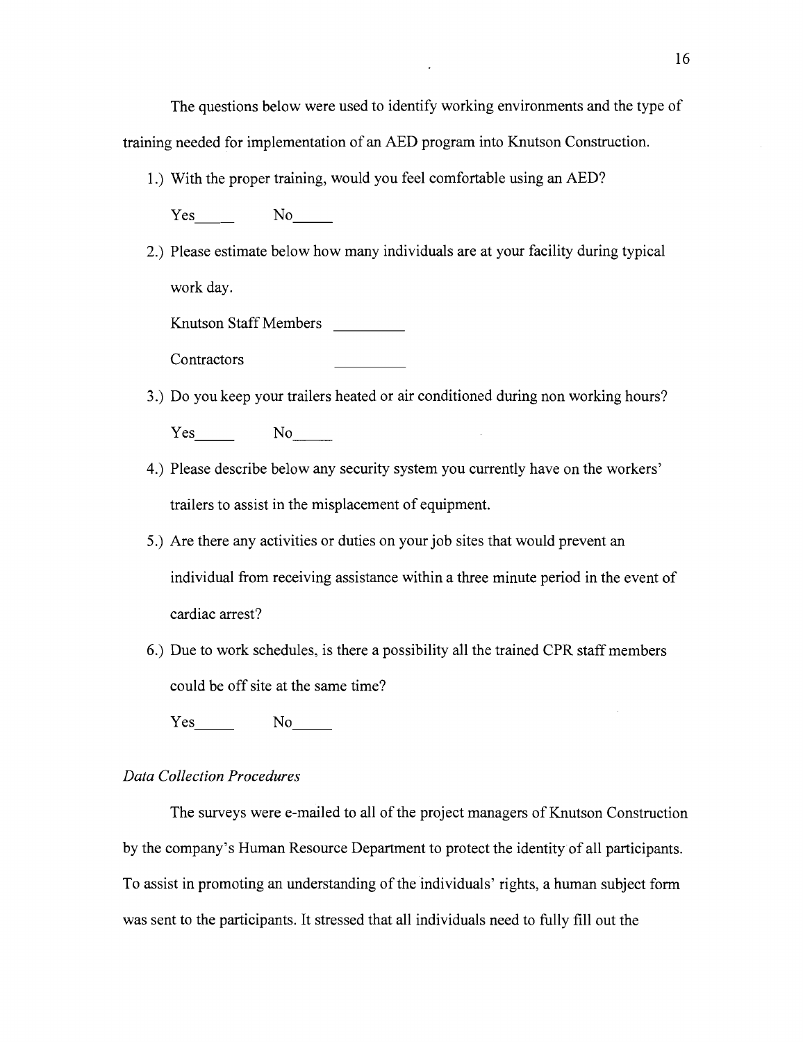The questions below were used to identify working environments and the type of training needed for implementation of an AED program into Knutson Construction.

1.) With the proper training, would you feel comfortable using an AED?

    Yes_____ No_____

2.) Please estimate below how many individuals are at your facility during typical work day.

    Knutson Staff Members _________

    Contractors _________

3.) Do you keep your trailers heated or air conditioned during non working hours?

    Yes_____ No_____

4.) Please describe below any security system you currently have on the workers' trailers to assist in the misplacement of equipment.

5.) Are there any activities or duties on your job sites that would prevent an individual from receiving assistance within a three minute period in the event of cardiac arrest?

6.) Due to work schedules, is there a possibility all the trained CPR staff members could be off site at the same time?

    Yes_____ No_____

*Data Collection Procedures*

The surveys were e-mailed to all of the project managers of Knutson Construction by the company's Human Resource Department to protect the identity of all participants. To assist in promoting an understanding of the individuals' rights, a human subject form was sent to the participants. It stressed that all individuals need to fully fill out the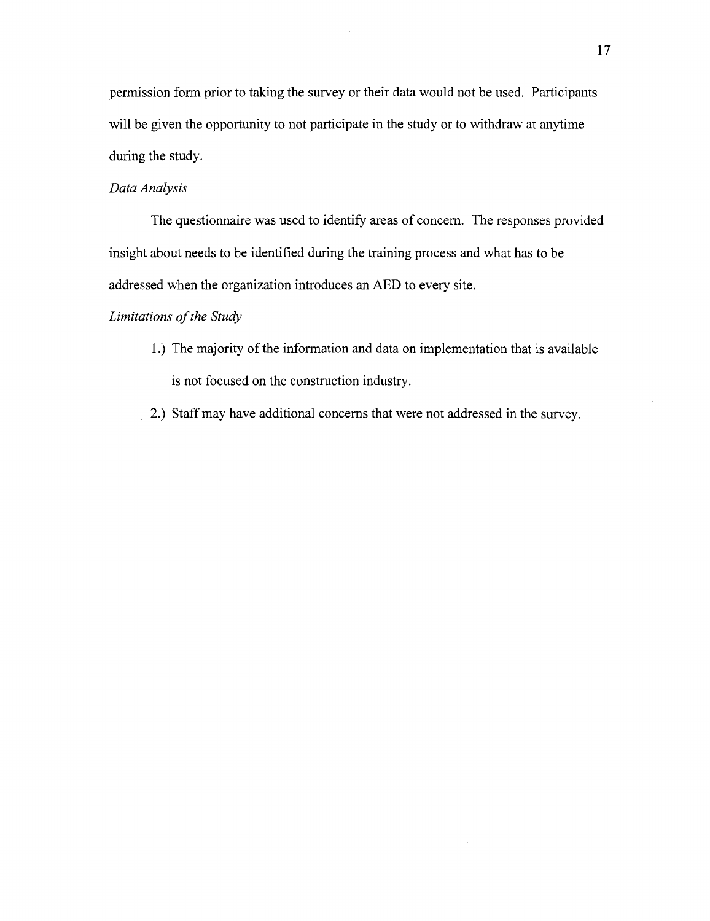permission form prior to taking the survey or their data would not be used. Participants will be given the opportunity to not participate in the study or to withdraw at anytime during the study.

*Data Analysis*

The questionnaire was used to identify areas of concern. The responses provided insight about needs to be identified during the training process and what has to be addressed when the organization introduces an AED to every site.

*Limitations of the Study*

1.) The majority of the information and data on implementation that is available is not focused on the construction industry.

2.) Staff may have additional concerns that were not addressed in the survey.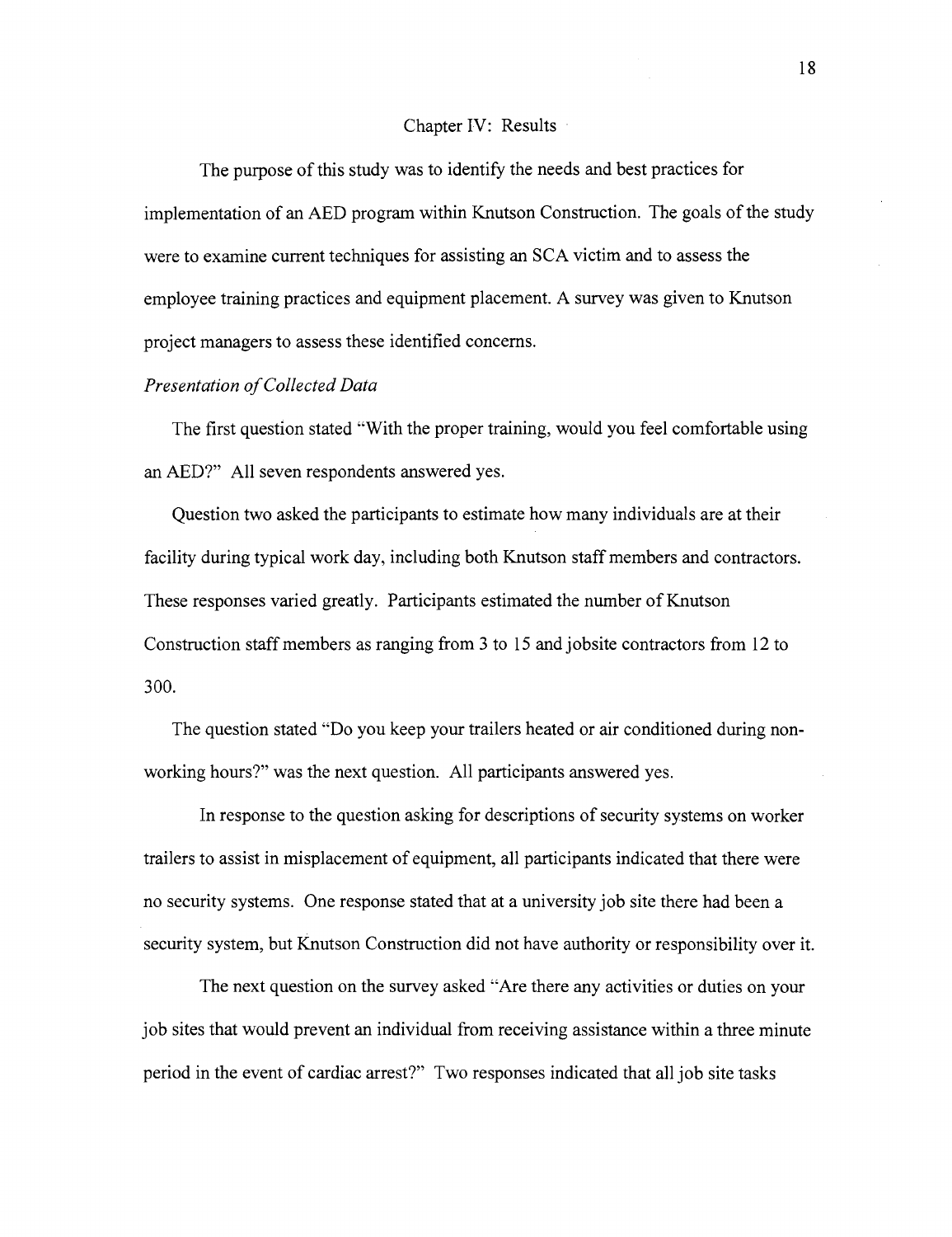# Chapter IV: Results

The purpose of this study was to identify the needs and best practices for implementation of an AED program within Knutson Construction. The goals of the study were to examine current techniques for assisting an SCA victim and to assess the employee training practices and equipment placement. A survey was given to Knutson project managers to assess these identified concerns.

*Presentation of Collected Data*

The first question stated "With the proper training, would you feel comfortable using an AED?" All seven respondents answered yes.

Question two asked the participants to estimate how many individuals are at their facility during typical work day, including both Knutson staff members and contractors. These responses varied greatly. Participants estimated the number of Knutson Construction staff members as ranging from 3 to 15 and jobsite contractors from 12 to 300.

The question stated "Do you keep your trailers heated or air conditioned during non-working hours?" was the next question. All participants answered yes.

In response to the question asking for descriptions of security systems on worker trailers to assist in misplacement of equipment, all participants indicated that there were no security systems. One response stated that at a university job site there had been a security system, but Knutson Construction did not have authority or responsibility over it.

The next question on the survey asked "Are there any activities or duties on your job sites that would prevent an individual from receiving assistance within a three minute period in the event of cardiac arrest?" Two responses indicated that all job site tasks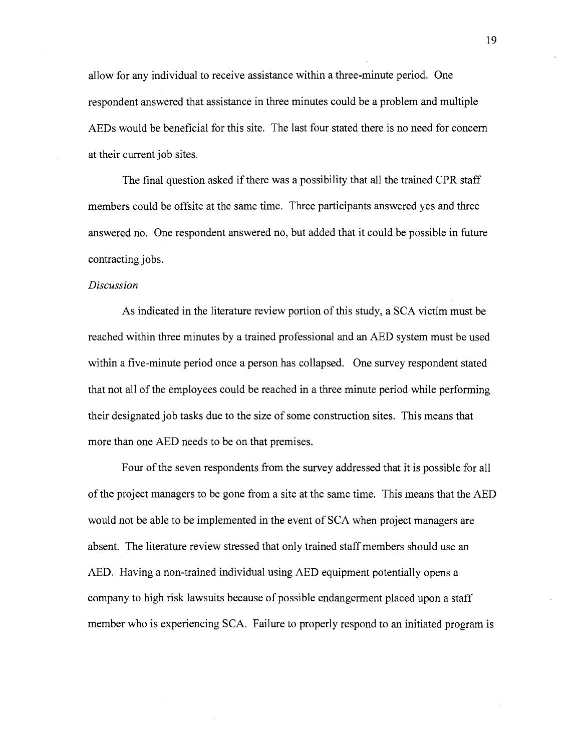allow for any individual to receive assistance within a three-minute period. One respondent answered that assistance in three minutes could be a problem and multiple AEDs would be beneficial for this site. The last four stated there is no need for concern at their current job sites.

The final question asked if there was a possibility that all the trained CPR staff members could be offsite at the same time. Three participants answered yes and three answered no. One respondent answered no, but added that it could be possible in future contracting jobs.

*Discussion*

As indicated in the literature review portion of this study, a SCA victim must be reached within three minutes by a trained professional and an AED system must be used within a five-minute period once a person has collapsed. One survey respondent stated that not all of the employees could be reached in a three minute period while performing their designated job tasks due to the size of some construction sites. This means that more than one AED needs to be on that premises.

Four of the seven respondents from the survey addressed that it is possible for all of the project managers to be gone from a site at the same time. This means that the AED would not be able to be implemented in the event of SCA when project managers are absent. The literature review stressed that only trained staff members should use an AED. Having a non-trained individual using AED equipment potentially opens a company to high risk lawsuits because of possible endangerment placed upon a staff member who is experiencing SCA. Failure to properly respond to an initiated program is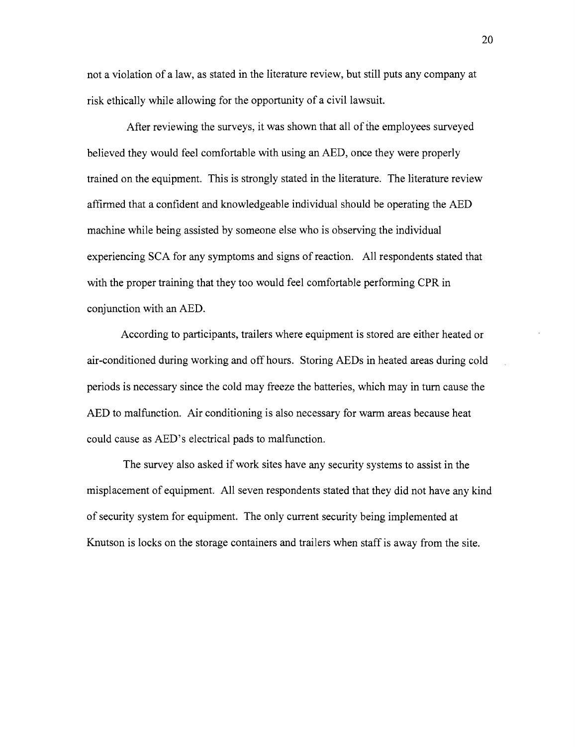not a violation of a law, as stated in the literature review, but still puts any company at risk ethically while allowing for the opportunity of a civil lawsuit.

After reviewing the surveys, it was shown that all of the employees surveyed believed they would feel comfortable with using an AED, once they were properly trained on the equipment. This is strongly stated in the literature. The literature review affirmed that a confident and knowledgeable individual should be operating the AED machine while being assisted by someone else who is observing the individual experiencing SCA for any symptoms and signs of reaction. All respondents stated that with the proper training that they too would feel comfortable performing CPR in conjunction with an AED.

According to participants, trailers where equipment is stored are either heated or air-conditioned during working and off hours. Storing AEDs in heated areas during cold periods is necessary since the cold may freeze the batteries, which may in turn cause the AED to malfunction. Air conditioning is also necessary for warm areas because heat could cause as AED's electrical pads to malfunction.

The survey also asked if work sites have any security systems to assist in the misplacement of equipment. All seven respondents stated that they did not have any kind of security system for equipment. The only current security being implemented at Knutson is locks on the storage containers and trailers when staff is away from the site.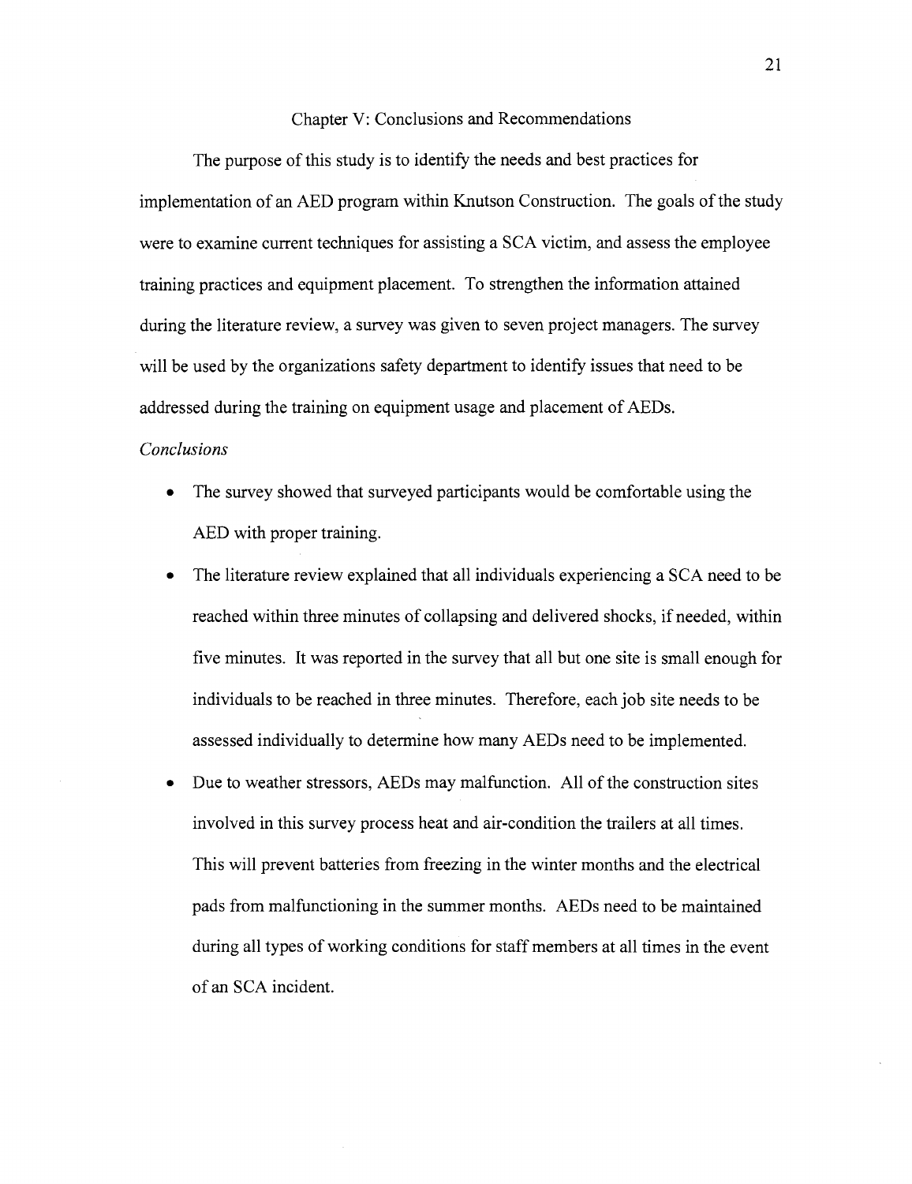# Chapter V: Conclusions and Recommendations

The purpose of this study is to identify the needs and best practices for implementation of an AED program within Knutson Construction. The goals of the study were to examine current techniques for assisting a SCA victim, and assess the employee training practices and equipment placement. To strengthen the information attained during the literature review, a survey was given to seven project managers. The survey will be used by the organizations safety department to identify issues that need to be addressed during the training on equipment usage and placement of AEDs.

*Conclusions*

- The survey showed that surveyed participants would be comfortable using the AED with proper training.
- The literature review explained that all individuals experiencing a SCA need to be reached within three minutes of collapsing and delivered shocks, if needed, within five minutes. It was reported in the survey that all but one site is small enough for individuals to be reached in three minutes. Therefore, each job site needs to be assessed individually to determine how many AEDs need to be implemented.
- Due to weather stressors, AEDs may malfunction. All of the construction sites involved in this survey process heat and air-condition the trailers at all times. This will prevent batteries from freezing in the winter months and the electrical pads from malfunctioning in the summer months. AEDs need to be maintained during all types of working conditions for staff members at all times in the event of an SCA incident.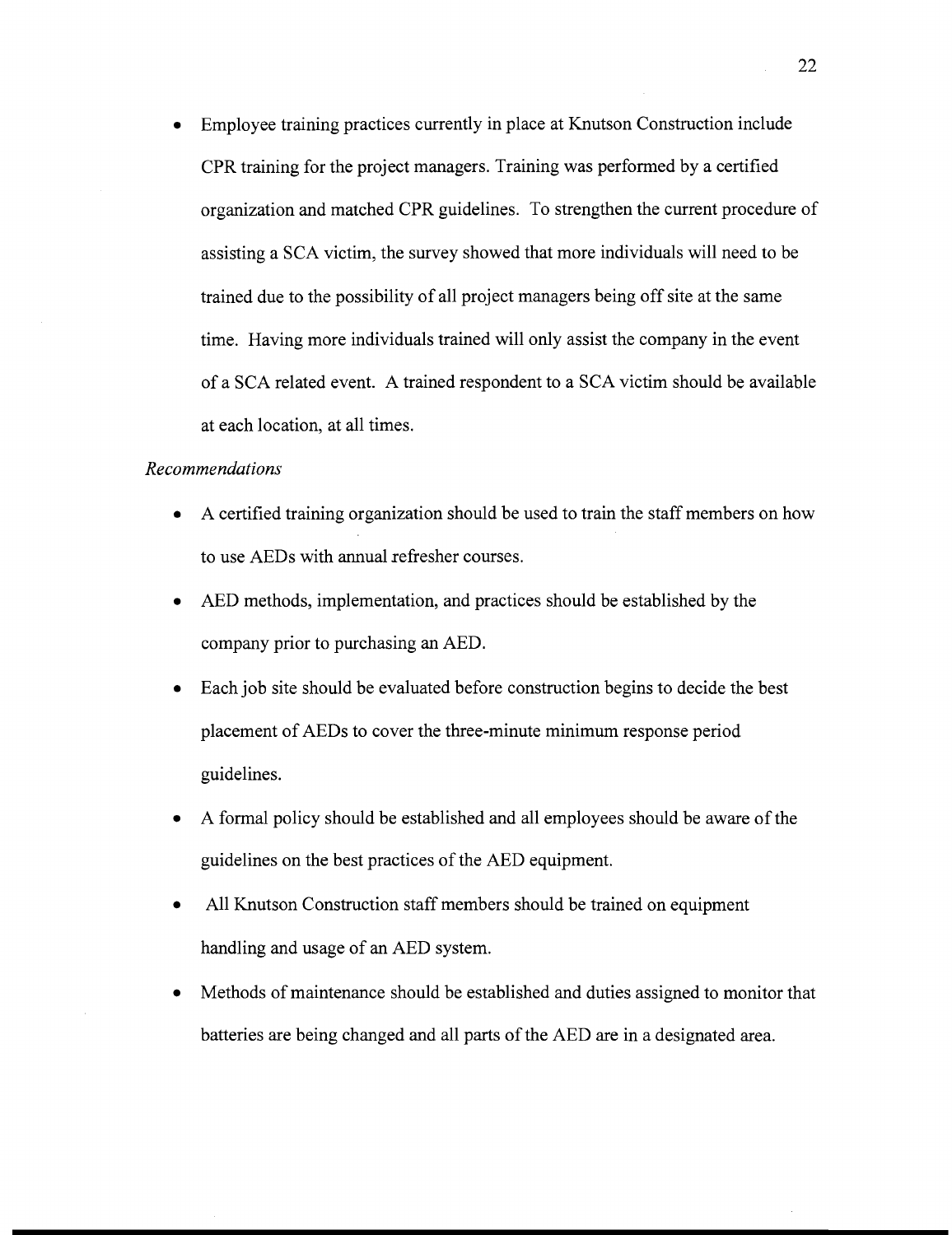- Employee training practices currently in place at Knutson Construction include CPR training for the project managers. Training was performed by a certified organization and matched CPR guidelines. To strengthen the current procedure of assisting a SCA victim, the survey showed that more individuals will need to be trained due to the possibility of all project managers being off site at the same time. Having more individuals trained will only assist the company in the event of a SCA related event. A trained respondent to a SCA victim should be available at each location, at all times.

*Recommendations*

- A certified training organization should be used to train the staff members on how to use AEDs with annual refresher courses.
- AED methods, implementation, and practices should be established by the company prior to purchasing an AED.
- Each job site should be evaluated before construction begins to decide the best placement of AEDs to cover the three-minute minimum response period guidelines.
- A formal policy should be established and all employees should be aware of the guidelines on the best practices of the AED equipment.
- All Knutson Construction staff members should be trained on equipment handling and usage of an AED system.
- Methods of maintenance should be established and duties assigned to monitor that batteries are being changed and all parts of the AED are in a designated area.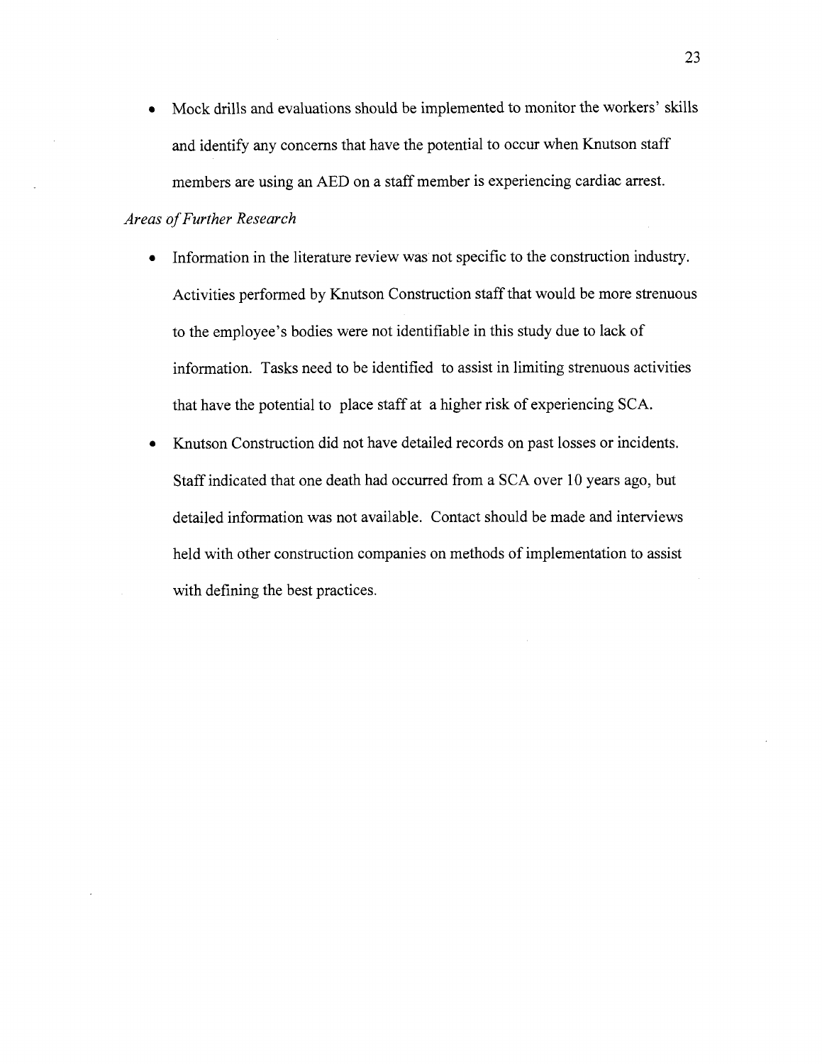- Mock drills and evaluations should be implemented to monitor the workers' skills and identify any concerns that have the potential to occur when Knutson staff members are using an AED on a staff member is experiencing cardiac arrest.

*Areas of Further Research*

- Information in the literature review was not specific to the construction industry. Activities performed by Knutson Construction staff that would be more strenuous to the employee's bodies were not identifiable in this study due to lack of information. Tasks need to be identified to assist in limiting strenuous activities that have the potential to place staff at a higher risk of experiencing SCA.
- Knutson Construction did not have detailed records on past losses or incidents. Staff indicated that one death had occurred from a SCA over 10 years ago, but detailed information was not available. Contact should be made and interviews held with other construction companies on methods of implementation to assist with defining the best practices.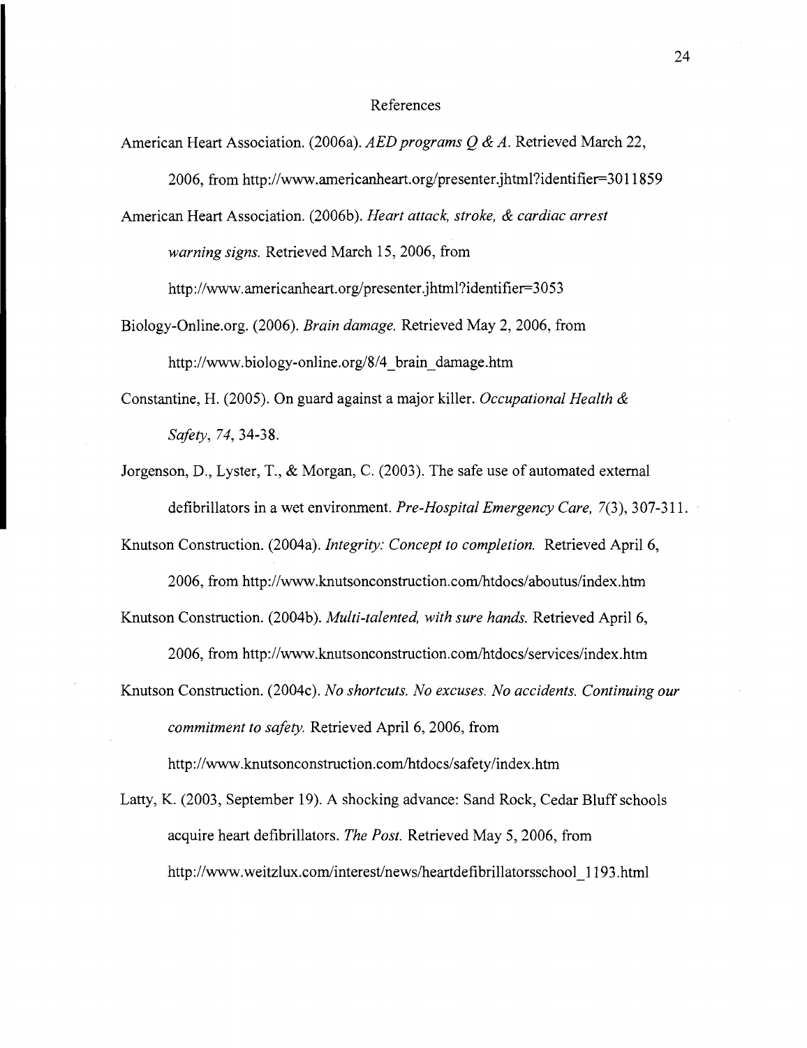# References

American Heart Association. (2006a). *AED programs Q & A*. Retrieved March 22, 2006, from http://www.americanheart.org/presenter.jhtml?identifier=3011859

American Heart Association. (2006b). *Heart attack, stroke, & cardiac arrest warning signs.* Retrieved March 15, 2006, from http://www.americanheart.org/presenter.jhtml?identifier=3053

Biology-Online.org. (2006). *Brain damage.* Retrieved May 2, 2006, from http://www.biology-online.org/8/4_brain_damage.htm

Constantine, H. (2005). On guard against a major killer. *Occupational Health & Safety, 74*, 34-38.

Jorgenson, D., Lyster, T., & Morgan, C. (2003). The safe use of automated external defibrillators in a wet environment. *Pre-Hospital Emergency Care, 7*(3), 307-311.

Knutson Construction. (2004a). *Integrity: Concept to completion.* Retrieved April 6, 2006, from http://www.knutsonconstruction.com/htdocs/aboutus/index.htm

Knutson Construction. (2004b). *Multi-talented, with sure hands.* Retrieved April 6, 2006, from http://www.knutsonconstruction.com/htdocs/services/index.htm

Knutson Construction. (2004c). *No shortcuts. No excuses. No accidents. Continuing our commitment to safety.* Retrieved April 6, 2006, from http://www.knutsonconstruction.com/htdocs/safety/index.htm

Latty, K. (2003, September 19). A shocking advance: Sand Rock, Cedar Bluff schools acquire heart defibrillators. *The Post.* Retrieved May 5, 2006, from http://www.weitzlux.com/interest/news/heartdefibrillatorsschool_1193.html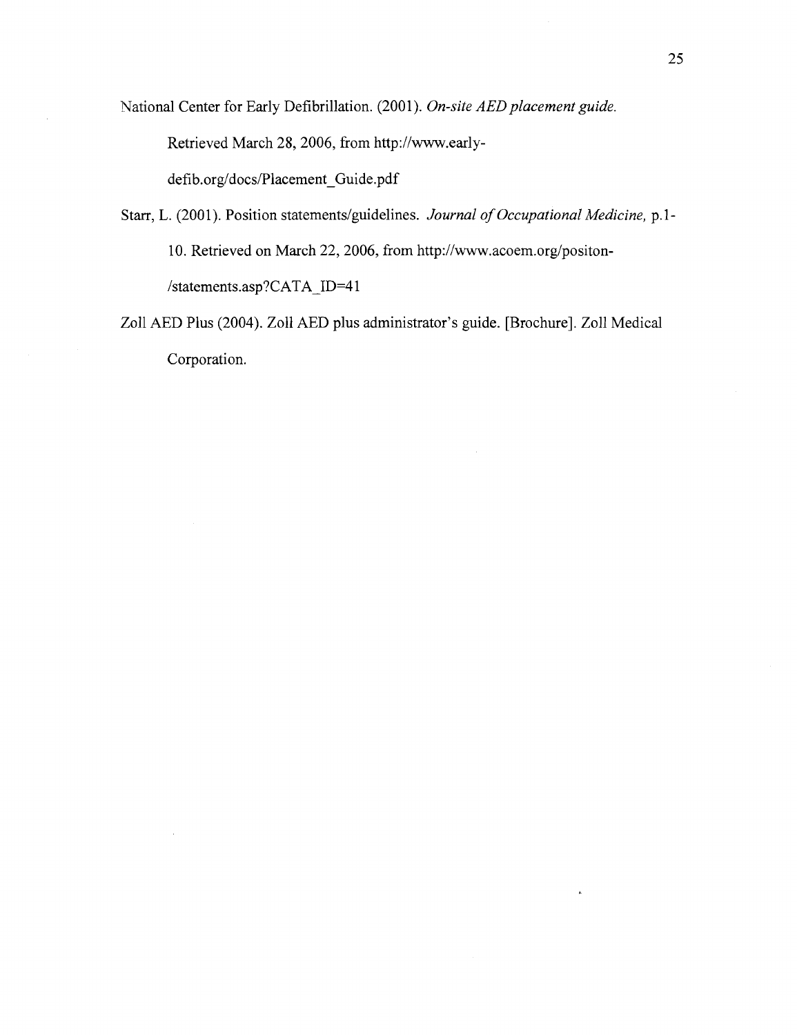National Center for Early Defibrillation. (2001). *On-site AED placement guide.* Retrieved March 28, 2006, from http://www.early-defib.org/docs/Placement_Guide.pdf

Starr, L. (2001). Position statements/guidelines. *Journal of Occupational Medicine,* p.1-10. Retrieved on March 22, 2006, from http://www.acoem.org/positon-/statements.asp?CATA_ID=41

Zoll AED Plus (2004). Zoll AED plus administrator's guide. [Brochure]. Zoll Medical Corporation.